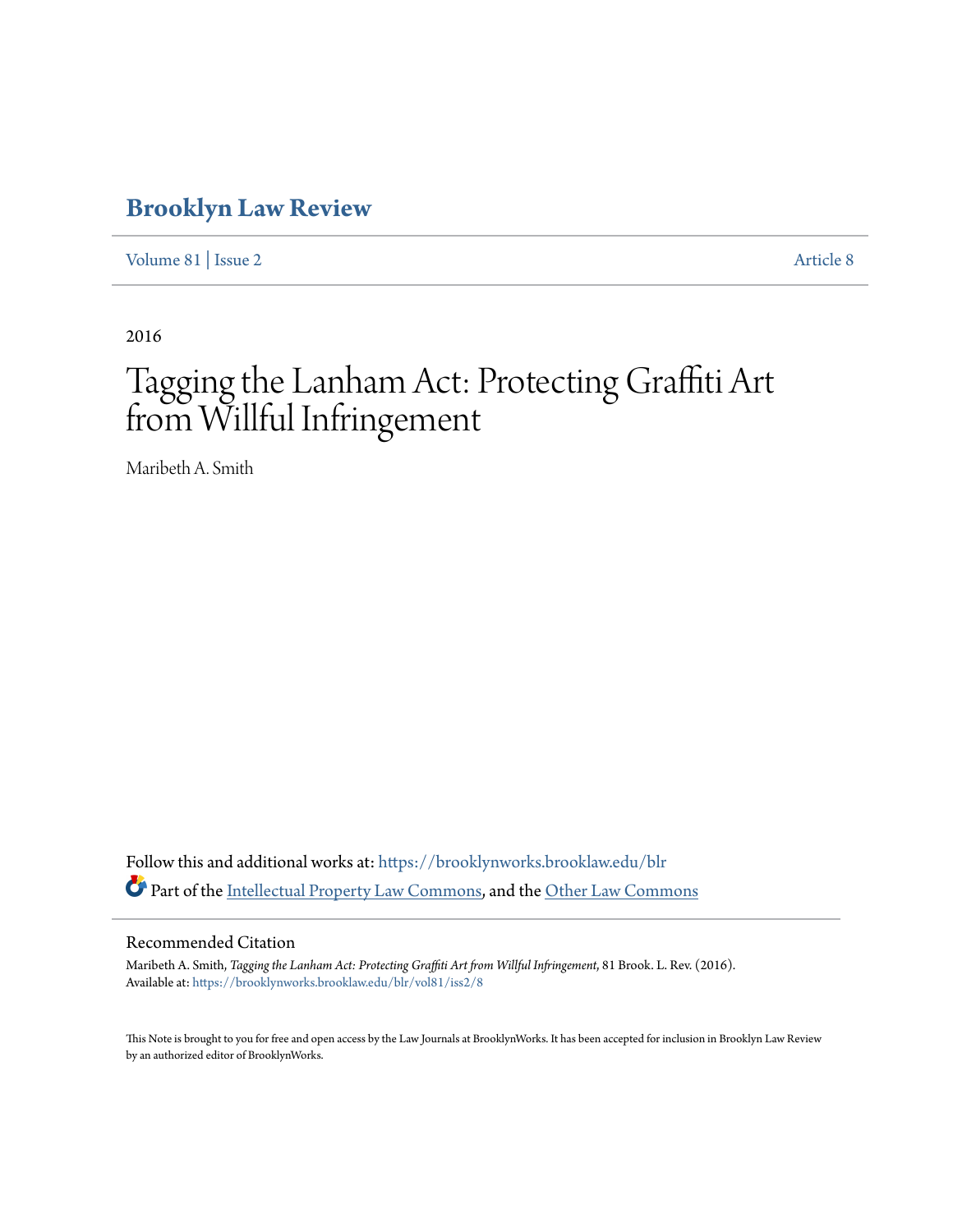# Brooklyn Law Review

Volume 81 | Issue 2 | Article 8

2016

# Tagging the Lanham Act: Protecting Graffiti Art from Willful Infringement

Maribeth A. Smith

Follow this and additional works at: https://brooklynworks.brooklaw.edu/blr

Part of the Intellectual Property Law Commons, and the Other Law Commons

## Recommended Citation

Maribeth A. Smith, *Tagging the Lanham Act: Protecting Graffiti Art from Willful Infringement*, 81 Brook. L. Rev. (2016).
Available at: https://brooklynworks.brooklaw.edu/blr/vol81/iss2/8

This Note is brought to you for free and open access by the Law Journals at BrooklynWorks. It has been accepted for inclusion in Brooklyn Law Review by an authorized editor of BrooklynWorks.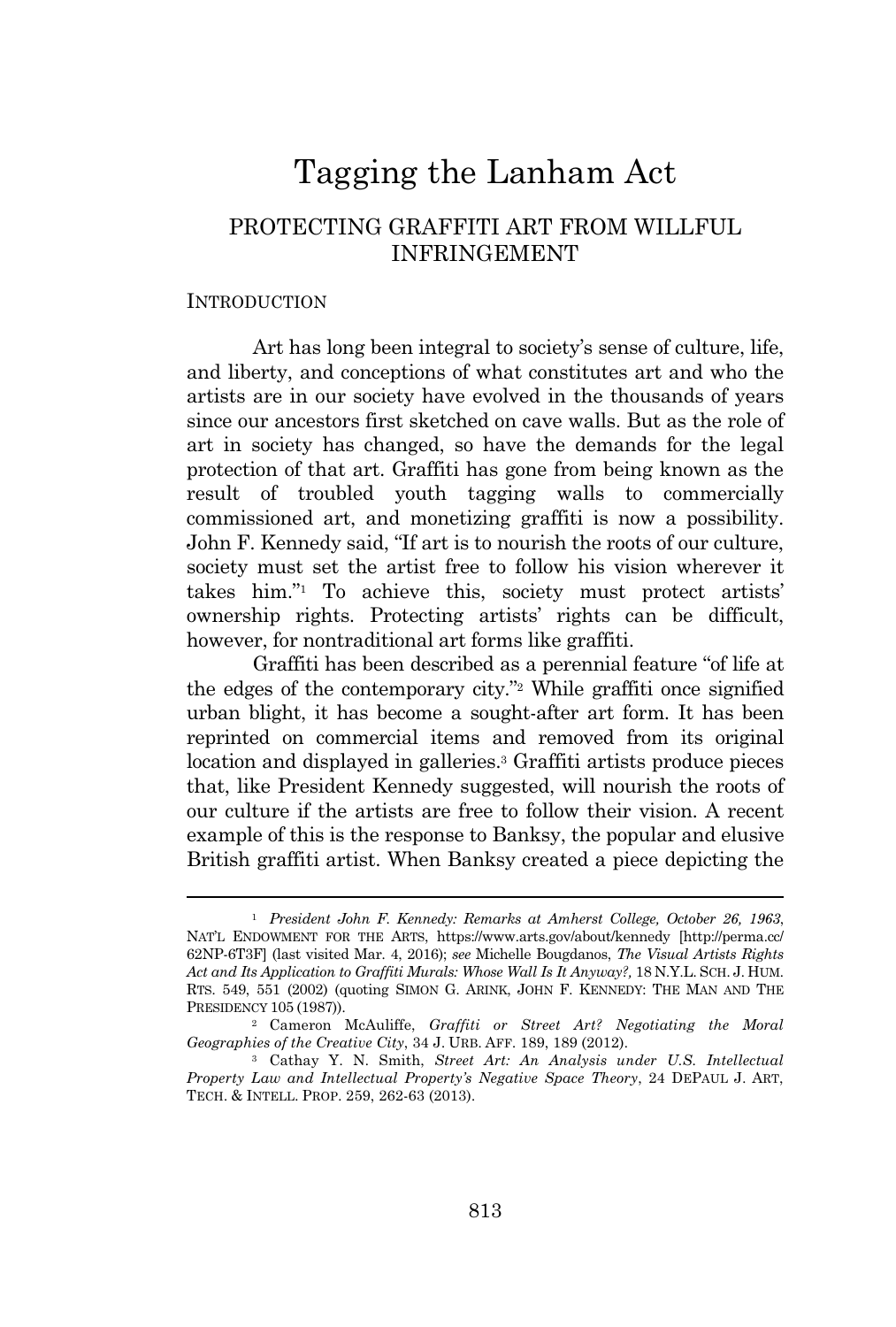# Tagging the Lanham Act

## PROTECTING GRAFFITI ART FROM WILLFUL INFRINGEMENT

### INTRODUCTION

Art has long been integral to society's sense of culture, life, and liberty, and conceptions of what constitutes art and who the artists are in our society have evolved in the thousands of years since our ancestors first sketched on cave walls. But as the role of art in society has changed, so have the demands for the legal protection of that art. Graffiti has gone from being known as the result of troubled youth tagging walls to commercially commissioned art, and monetizing graffiti is now a possibility. John F. Kennedy said, "If art is to nourish the roots of our culture, society must set the artist free to follow his vision wherever it takes him."[1] To achieve this, society must protect artists' ownership rights. Protecting artists' rights can be difficult, however, for nontraditional art forms like graffiti.

Graffiti has been described as a perennial feature "of life at the edges of the contemporary city."[2] While graffiti once signified urban blight, it has become a sought-after art form. It has been reprinted on commercial items and removed from its original location and displayed in galleries.[3] Graffiti artists produce pieces that, like President Kennedy suggested, will nourish the roots of our culture if the artists are free to follow their vision. A recent example of this is the response to Banksy, the popular and elusive British graffiti artist. When Banksy created a piece depicting the

---

[1] *President John F. Kennedy: Remarks at Amherst College, October 26, 1963*, NAT'L ENDOWMENT FOR THE ARTS, https://www.arts.gov/about/kennedy [http://perma.cc/62NP-6T3F] (last visited Mar. 4, 2016); *see* Michelle Bougdanos, *The Visual Artists Rights Act and Its Application to Graffiti Murals: Whose Wall Is It Anyway?,* 18 N.Y.L. SCH. J. HUM. RTS. 549, 551 (2002) (quoting SIMON G. ARINK, JOHN F. KENNEDY: THE MAN AND THE PRESIDENCY 105 (1987)).

[2] Cameron McAuliffe, *Graffiti or Street Art? Negotiating the Moral Geographies of the Creative City*, 34 J. URB. AFF. 189, 189 (2012).

[3] Cathay Y. N. Smith, *Street Art: An Analysis under U.S. Intellectual Property Law and Intellectual Property's Negative Space Theory*, 24 DEPAUL J. ART, TECH. & INTELL. PROP. 259, 262-63 (2013).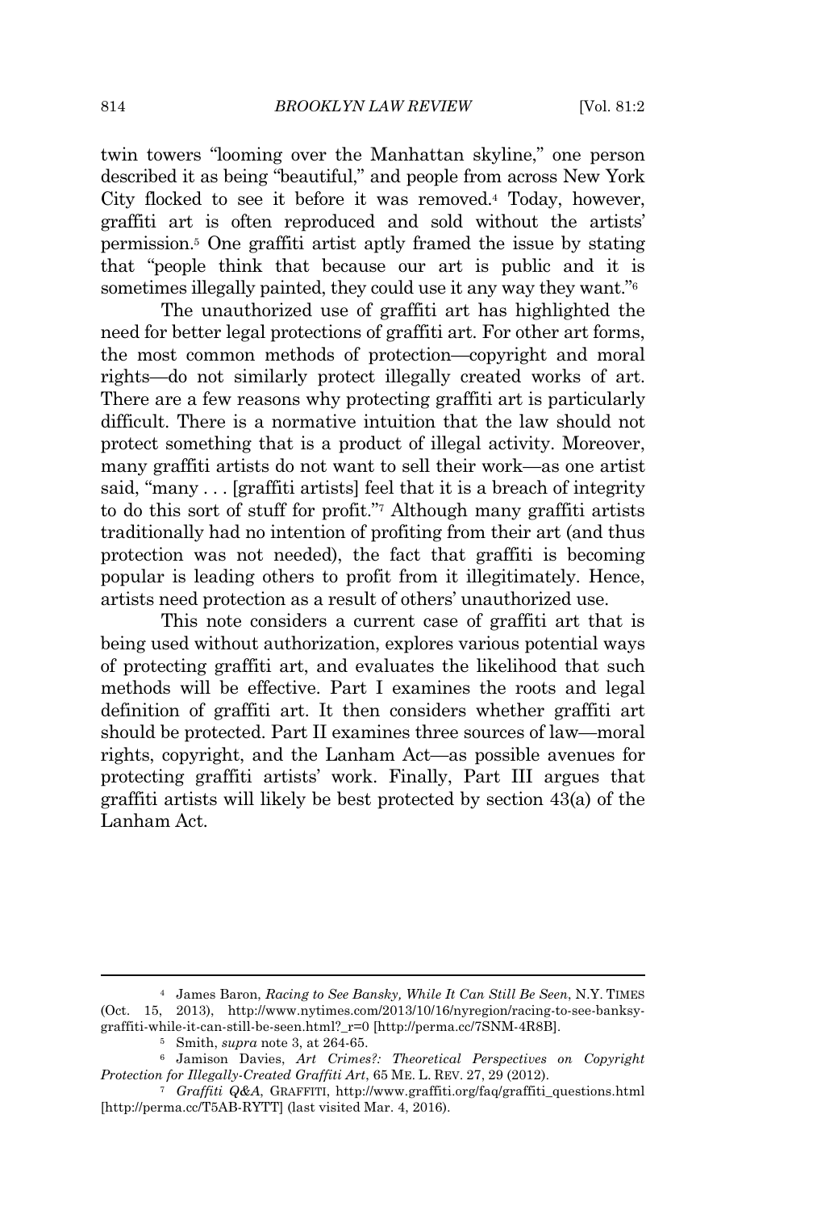twin towers "looming over the Manhattan skyline," one person described it as being "beautiful," and people from across New York City flocked to see it before it was removed.[4] Today, however, graffiti art is often reproduced and sold without the artists' permission.[5] One graffiti artist aptly framed the issue by stating that "people think that because our art is public and it is sometimes illegally painted, they could use it any way they want."[6]

The unauthorized use of graffiti art has highlighted the need for better legal protections of graffiti art. For other art forms, the most common methods of protection—copyright and moral rights—do not similarly protect illegally created works of art. There are a few reasons why protecting graffiti art is particularly difficult. There is a normative intuition that the law should not protect something that is a product of illegal activity. Moreover, many graffiti artists do not want to sell their work—as one artist said, "many . . . [graffiti artists] feel that it is a breach of integrity to do this sort of stuff for profit."[7] Although many graffiti artists traditionally had no intention of profiting from their art (and thus protection was not needed), the fact that graffiti is becoming popular is leading others to profit from it illegitimately. Hence, artists need protection as a result of others' unauthorized use.

This note considers a current case of graffiti art that is being used without authorization, explores various potential ways of protecting graffiti art, and evaluates the likelihood that such methods will be effective. Part I examines the roots and legal definition of graffiti art. It then considers whether graffiti art should be protected. Part II examines three sources of law—moral rights, copyright, and the Lanham Act—as possible avenues for protecting graffiti artists' work. Finally, Part III argues that graffiti artists will likely be best protected by section 43(a) of the Lanham Act.

---

[4] James Baron, *Racing to See Bansky, While It Can Still Be Seen*, N.Y. TIMES (Oct. 15, 2013), http://www.nytimes.com/2013/10/16/nyregion/racing-to-see-banksy-graffiti-while-it-can-still-be-seen.html?_r=0 [http://perma.cc/7SNM-4R8B].

[5] Smith, *supra* note 3, at 264-65.

[6] Jamison Davies, *Art Crimes?: Theoretical Perspectives on Copyright Protection for Illegally-Created Graffiti Art*, 65 ME. L. REV. 27, 29 (2012).

[7] *Graffiti Q&A*, GRAFFITI, http://www.graffiti.org/faq/graffiti_questions.html [http://perma.cc/T5AB-RYTT] (last visited Mar. 4, 2016).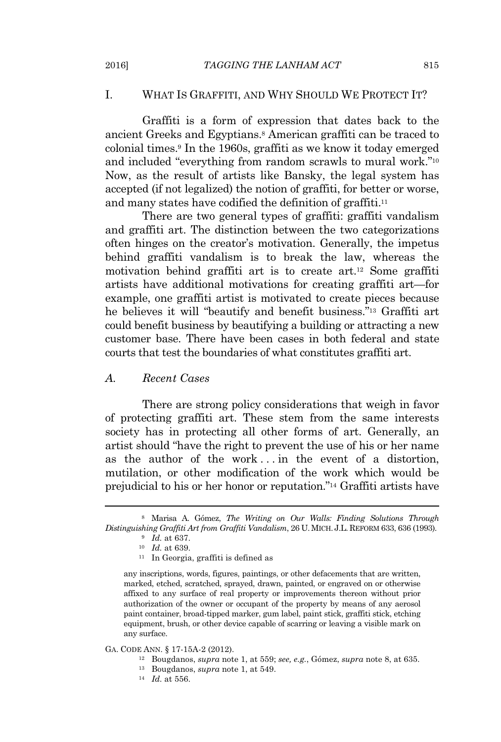## I. WHAT IS GRAFFITI, AND WHY SHOULD WE PROTECT IT?

Graffiti is a form of expression that dates back to the ancient Greeks and Egyptians.[8] American graffiti can be traced to colonial times.[9] In the 1960s, graffiti as we know it today emerged and included "everything from random scrawls to mural work."[10] Now, as the result of artists like Bansky, the legal system has accepted (if not legalized) the notion of graffiti, for better or worse, and many states have codified the definition of graffiti.[11]

There are two general types of graffiti: graffiti vandalism and graffiti art. The distinction between the two categorizations often hinges on the creator's motivation. Generally, the impetus behind graffiti vandalism is to break the law, whereas the motivation behind graffiti art is to create art.[12] Some graffiti artists have additional motivations for creating graffiti art—for example, one graffiti artist is motivated to create pieces because he believes it will "beautify and benefit business."[13] Graffiti art could benefit business by beautifying a building or attracting a new customer base. There have been cases in both federal and state courts that test the boundaries of what constitutes graffiti art.

### A. *Recent Cases*

There are strong policy considerations that weigh in favor of protecting graffiti art. These stem from the same interests society has in protecting all other forms of art. Generally, an artist should "have the right to prevent the use of his or her name as the author of the work . . . in the event of a distortion, mutilation, or other modification of the work which would be prejudicial to his or her honor or reputation."[14] Graffiti artists have

---

[8] Marisa A. Gómez, *The Writing on Our Walls: Finding Solutions Through Distinguishing Graffiti Art from Graffiti Vandalism*, 26 U. MICH. J.L. REFORM 633, 636 (1993).

[9] *Id.* at 637.

[10] *Id.* at 639.

[11] In Georgia, graffiti is defined as

> any inscriptions, words, figures, paintings, or other defacements that are written, marked, etched, scratched, sprayed, drawn, painted, or engraved on or otherwise affixed to any surface of real property or improvements thereon without prior authorization of the owner or occupant of the property by means of any aerosol paint container, broad-tipped marker, gum label, paint stick, graffiti stick, etching equipment, brush, or other device capable of scarring or leaving a visible mark on any surface.

GA. CODE ANN. § 17-15A-2 (2012).

[12] Bougdanos, *supra* note 1, at 559; *see, e.g.*, Gómez, *supra* note 8, at 635.

[13] Bougdanos, *supra* note 1, at 549.

[14] *Id.* at 556.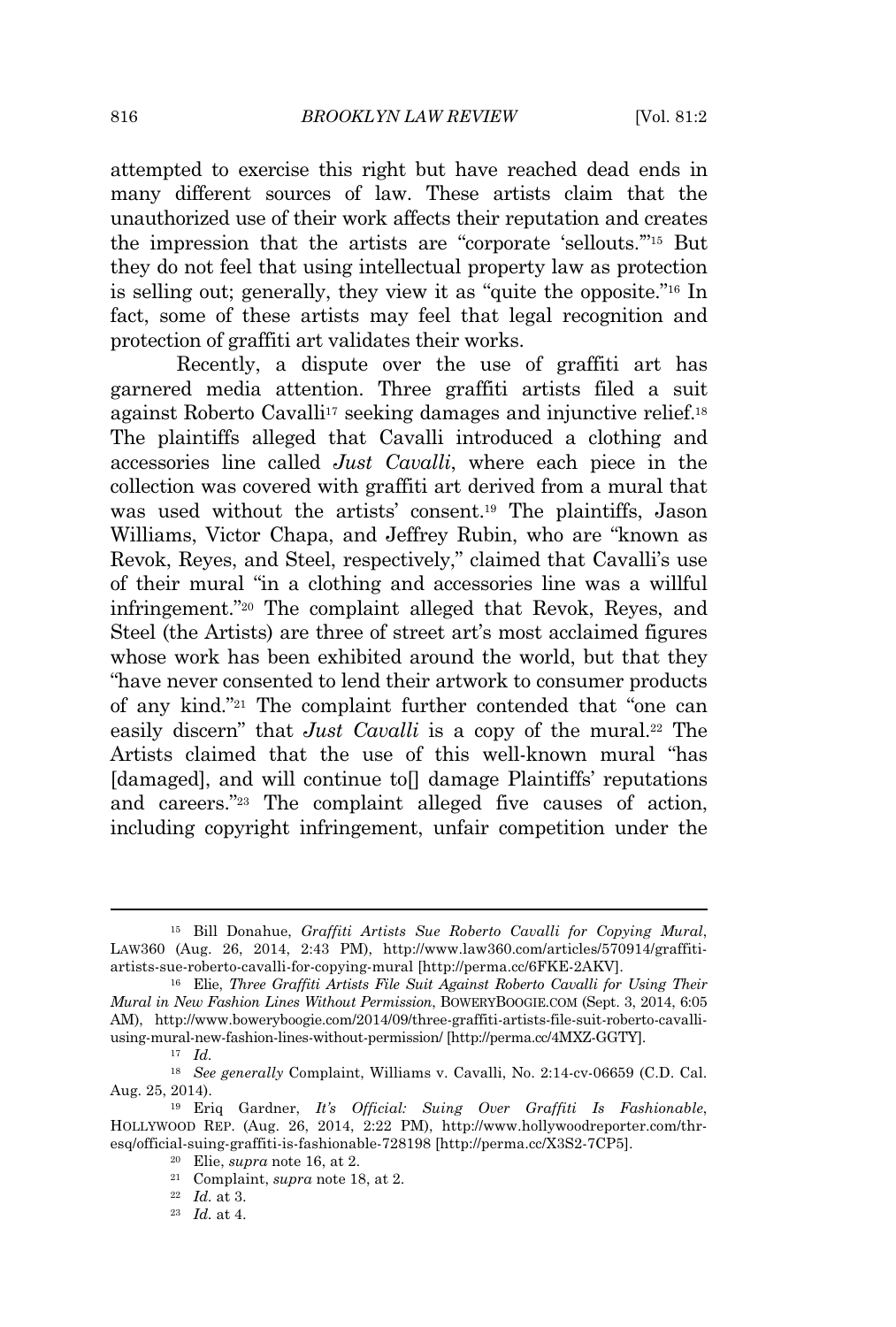attempted to exercise this right but have reached dead ends in many different sources of law. These artists claim that the unauthorized use of their work affects their reputation and creates the impression that the artists are "corporate 'sellouts.'"[15] But they do not feel that using intellectual property law as protection is selling out; generally, they view it as "quite the opposite."[16] In fact, some of these artists may feel that legal recognition and protection of graffiti art validates their works.

Recently, a dispute over the use of graffiti art has garnered media attention. Three graffiti artists filed a suit against Roberto Cavalli[17] seeking damages and injunctive relief.[18] The plaintiffs alleged that Cavalli introduced a clothing and accessories line called *Just Cavalli*, where each piece in the collection was covered with graffiti art derived from a mural that was used without the artists' consent.[19] The plaintiffs, Jason Williams, Victor Chapa, and Jeffrey Rubin, who are "known as Revok, Reyes, and Steel, respectively," claimed that Cavalli's use of their mural "in a clothing and accessories line was a willful infringement."[20] The complaint alleged that Revok, Reyes, and Steel (the Artists) are three of street art's most acclaimed figures whose work has been exhibited around the world, but that they "have never consented to lend their artwork to consumer products of any kind."[21] The complaint further contended that "one can easily discern" that *Just Cavalli* is a copy of the mural.[22] The Artists claimed that the use of this well-known mural "has [damaged], and will continue to[] damage Plaintiffs' reputations and careers."[23] The complaint alleged five causes of action, including copyright infringement, unfair competition under the

---

[15] Bill Donahue, *Graffiti Artists Sue Roberto Cavalli for Copying Mural*, LAW360 (Aug. 26, 2014, 2:43 PM), http://www.law360.com/articles/570914/graffiti-artists-sue-roberto-cavalli-for-copying-mural [http://perma.cc/6FKE-2AKV].

[16] Elie, *Three Graffiti Artists File Suit Against Roberto Cavalli for Using Their Mural in New Fashion Lines Without Permission*, BOWERYBOOGIE.COM (Sept. 3, 2014, 6:05 AM), http://www.boweryboogie.com/2014/09/three-graffiti-artists-file-suit-roberto-cavalli-using-mural-new-fashion-lines-without-permission/ [http://perma.cc/4MXZ-GGTY].

[17] *Id.*

[18] *See generally* Complaint, Williams v. Cavalli, No. 2:14-cv-06659 (C.D. Cal. Aug. 25, 2014).

[19] Eriq Gardner, *It's Official: Suing Over Graffiti Is Fashionable*, HOLLYWOOD REP. (Aug. 26, 2014, 2:22 PM), http://www.hollywoodreporter.com/thr-esq/official-suing-graffiti-is-fashionable-728198 [http://perma.cc/X3S2-7CP5].

[20] Elie, *supra* note 16, at 2.

[21] Complaint, *supra* note 18, at 2.

[22] *Id.* at 3.

[23] *Id.* at 4.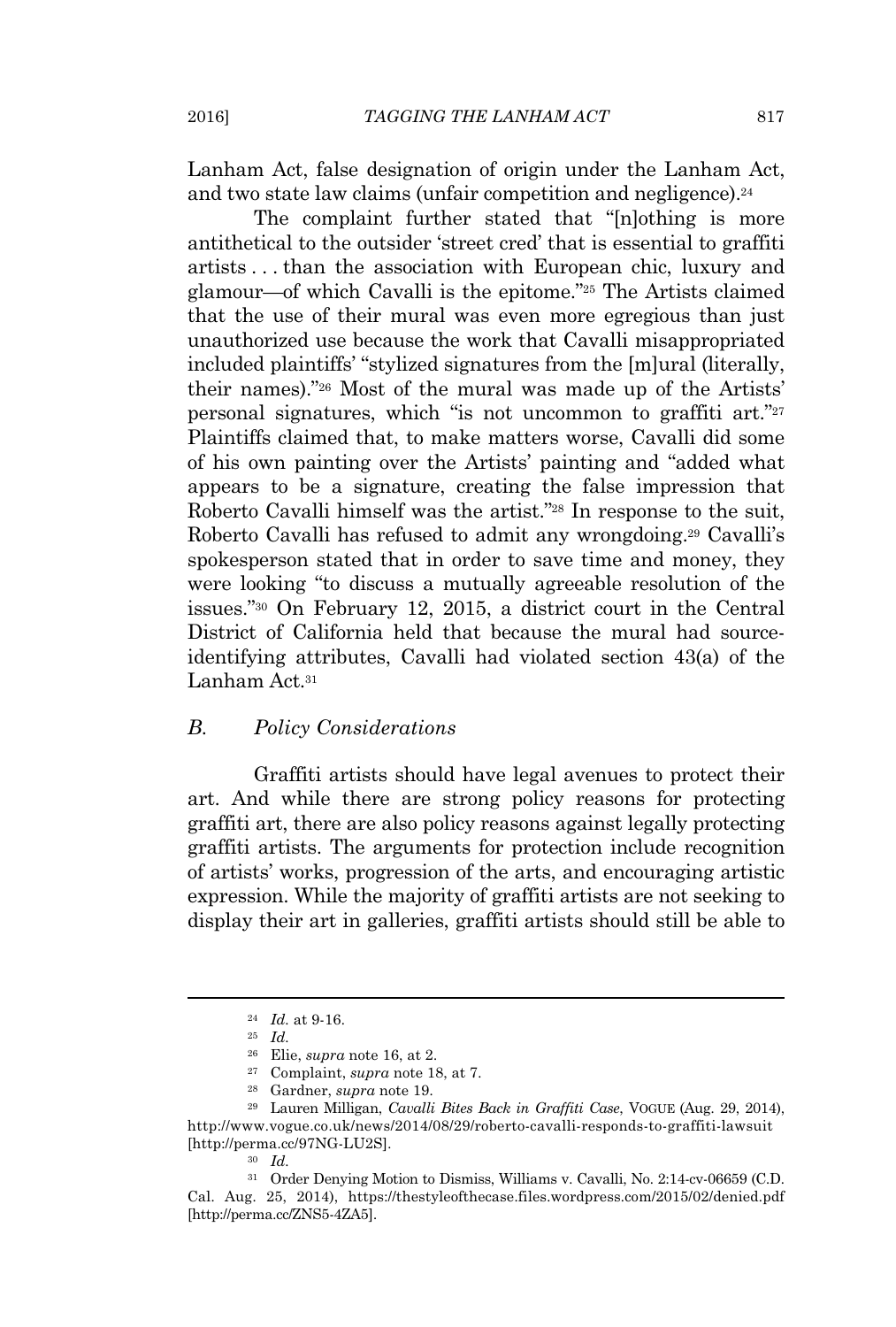Lanham Act, false designation of origin under the Lanham Act, and two state law claims (unfair competition and negligence).[24]

The complaint further stated that "[n]othing is more antithetical to the outsider 'street cred' that is essential to graffiti artists . . . than the association with European chic, luxury and glamour—of which Cavalli is the epitome."[25] The Artists claimed that the use of their mural was even more egregious than just unauthorized use because the work that Cavalli misappropriated included plaintiffs' "stylized signatures from the [m]ural (literally, their names)."[26] Most of the mural was made up of the Artists' personal signatures, which "is not uncommon to graffiti art."[27] Plaintiffs claimed that, to make matters worse, Cavalli did some of his own painting over the Artists' painting and "added what appears to be a signature, creating the false impression that Roberto Cavalli himself was the artist."[28] In response to the suit, Roberto Cavalli has refused to admit any wrongdoing.[29] Cavalli's spokesperson stated that in order to save time and money, they were looking "to discuss a mutually agreeable resolution of the issues."[30] On February 12, 2015, a district court in the Central District of California held that because the mural had source-identifying attributes, Cavalli had violated section 43(a) of the Lanham Act.[31]

### *B. Policy Considerations*

Graffiti artists should have legal avenues to protect their art. And while there are strong policy reasons for protecting graffiti art, there are also policy reasons against legally protecting graffiti artists. The arguments for protection include recognition of artists' works, progression of the arts, and encouraging artistic expression. While the majority of graffiti artists are not seeking to display their art in galleries, graffiti artists should still be able to

---

[24] *Id.* at 9-16.

[25] *Id.*

[26] Elie, *supra* note 16, at 2.

[27] Complaint, *supra* note 18, at 7.

[28] Gardner, *supra* note 19.

[29] Lauren Milligan, *Cavalli Bites Back in Graffiti Case*, VOGUE (Aug. 29, 2014), http://www.vogue.co.uk/news/2014/08/29/roberto-cavalli-responds-to-graffiti-lawsuit [http://perma.cc/97NG-LU2S].

[30] *Id.*

[31] Order Denying Motion to Dismiss, Williams v. Cavalli, No. 2:14-cv-06659 (C.D. Cal. Aug. 25, 2014), https://thestyleofthecase.files.wordpress.com/2015/02/denied.pdf [http://perma.cc/ZNS5-4ZA5].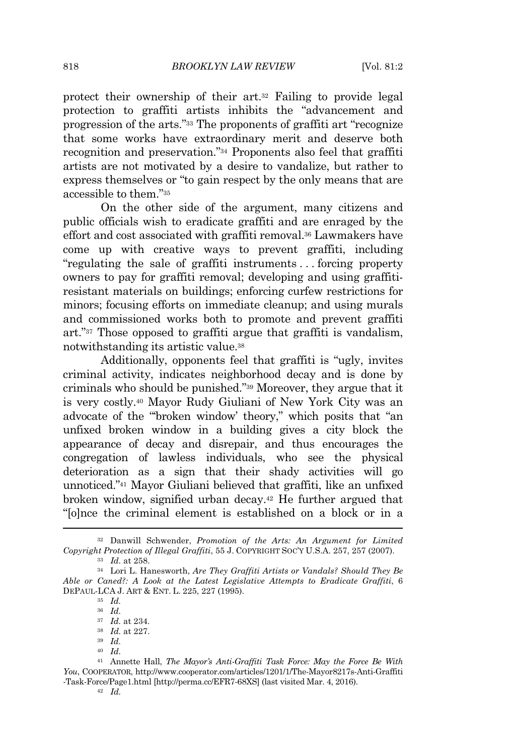protect their ownership of their art.[32] Failing to provide legal protection to graffiti artists inhibits the "advancement and progression of the arts."[33] The proponents of graffiti art "recognize that some works have extraordinary merit and deserve both recognition and preservation."[34] Proponents also feel that graffiti artists are not motivated by a desire to vandalize, but rather to express themselves or "to gain respect by the only means that are accessible to them."[35]

On the other side of the argument, many citizens and public officials wish to eradicate graffiti and are enraged by the effort and cost associated with graffiti removal.[36] Lawmakers have come up with creative ways to prevent graffiti, including "regulating the sale of graffiti instruments . . . forcing property owners to pay for graffiti removal; developing and using graffiti-resistant materials on buildings; enforcing curfew restrictions for minors; focusing efforts on immediate cleanup; and using murals and commissioned works both to promote and prevent graffiti art."[37] Those opposed to graffiti argue that graffiti is vandalism, notwithstanding its artistic value.[38]

Additionally, opponents feel that graffiti is "ugly, invites criminal activity, indicates neighborhood decay and is done by criminals who should be punished."[39] Moreover, they argue that it is very costly.[40] Mayor Rudy Giuliani of New York City was an advocate of the "'broken window' theory," which posits that "an unfixed broken window in a building gives a city block the appearance of decay and disrepair, and thus encourages the congregation of lawless individuals, who see the physical deterioration as a sign that their shady activities will go unnoticed."[41] Mayor Giuliani believed that graffiti, like an unfixed broken window, signified urban decay.[42] He further argued that "[o]nce the criminal element is established on a block or in a

---

[32] Danwill Schwender, *Promotion of the Arts: An Argument for Limited Copyright Protection of Illegal Graffiti*, 55 J. COPYRIGHT SOC'Y U.S.A. 257, 257 (2007).

[33] *Id.* at 258.

[34] Lori L. Hanesworth, *Are They Graffiti Artists or Vandals? Should They Be Able or Caned?: A Look at the Latest Legislative Attempts to Eradicate Graffiti*, 6 DEPAUL-LCA J. ART & ENT. L. 225, 227 (1995).

[35] *Id.*

[36] *Id.*

[37] *Id.* at 234.

[38] *Id.* at 227.

[39] *Id.*

[40] *Id.*

[41] Annette Hall, *The Mayor's Anti-Graffiti Task Force: May the Force Be With You*, COOPERATOR, http://www.cooperator.com/articles/1201/1/The-Mayor8217s-Anti-Graffiti-Task-Force/Page1.html [http://perma.cc/EFR7-68XS] (last visited Mar. 4, 2016).

[42] *Id.*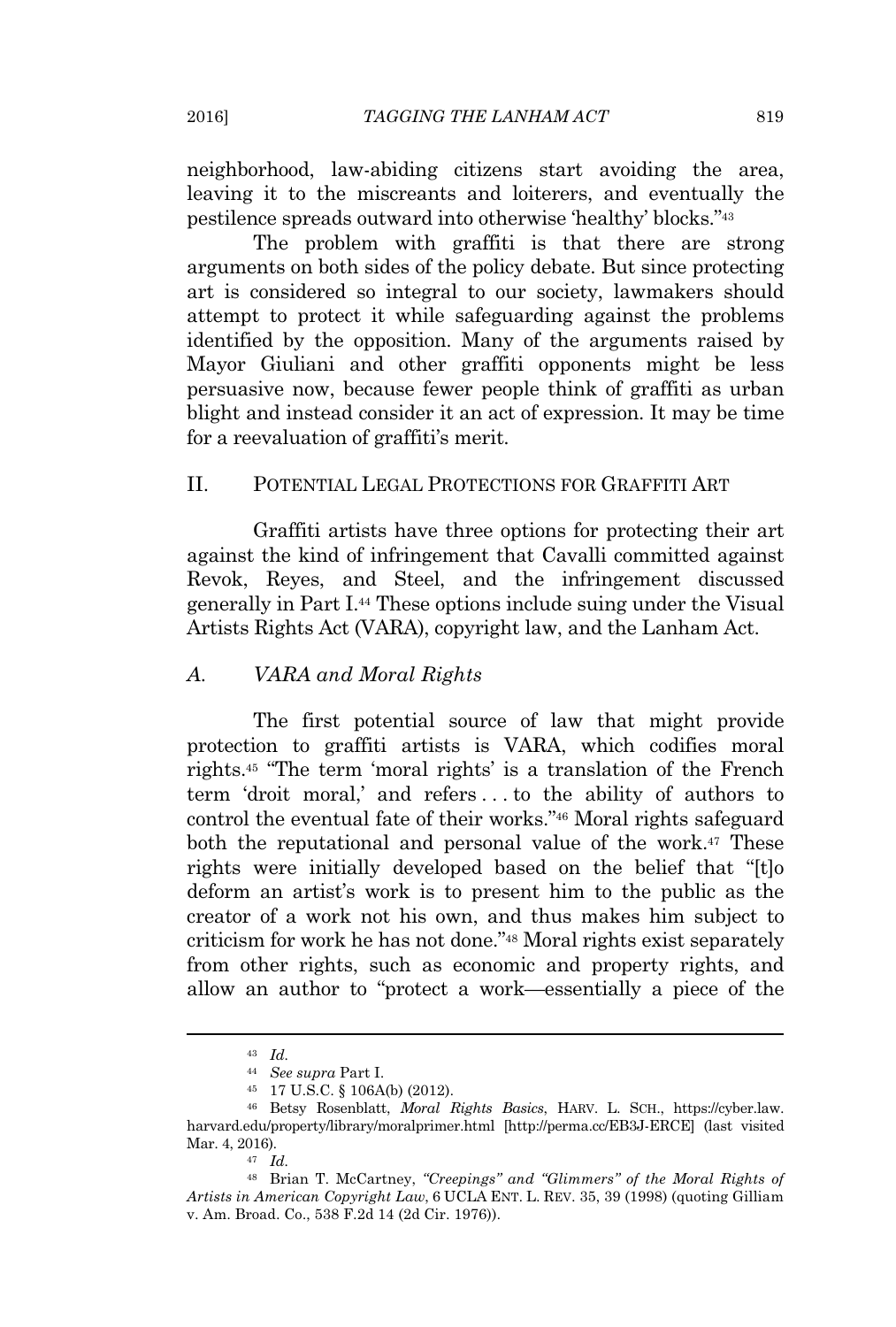neighborhood, law-abiding citizens start avoiding the area, leaving it to the miscreants and loiterers, and eventually the pestilence spreads outward into otherwise 'healthy' blocks."[43]

The problem with graffiti is that there are strong arguments on both sides of the policy debate. But since protecting art is considered so integral to our society, lawmakers should attempt to protect it while safeguarding against the problems identified by the opposition. Many of the arguments raised by Mayor Giuliani and other graffiti opponents might be less persuasive now, because fewer people think of graffiti as urban blight and instead consider it an act of expression. It may be time for a reevaluation of graffiti's merit.

## II. POTENTIAL LEGAL PROTECTIONS FOR GRAFFITI ART

Graffiti artists have three options for protecting their art against the kind of infringement that Cavalli committed against Revok, Reyes, and Steel, and the infringement discussed generally in Part I.[44] These options include suing under the Visual Artists Rights Act (VARA), copyright law, and the Lanham Act.

### *A. VARA and Moral Rights*

The first potential source of law that might provide protection to graffiti artists is VARA, which codifies moral rights.[45] "The term 'moral rights' is a translation of the French term 'droit moral,' and refers . . . to the ability of authors to control the eventual fate of their works."[46] Moral rights safeguard both the reputational and personal value of the work.[47] These rights were initially developed based on the belief that "[t]o deform an artist's work is to present him to the public as the creator of a work not his own, and thus makes him subject to criticism for work he has not done."[48] Moral rights exist separately from other rights, such as economic and property rights, and allow an author to "protect a work—essentially a piece of the

---

[43] *Id.*

[44] *See supra* Part I.

[45] 17 U.S.C. § 106A(b) (2012).

[46] Betsy Rosenblatt, *Moral Rights Basics*, HARV. L. SCH., https://cyber.law.harvard.edu/property/library/moralprimer.html [http://perma.cc/EB3J-ERCE] (last visited Mar. 4, 2016).

[47] *Id.*

[48] Brian T. McCartney, *"Creepings" and "Glimmers" of the Moral Rights of Artists in American Copyright Law*, 6 UCLA ENT. L. REV. 35, 39 (1998) (quoting Gilliam v. Am. Broad. Co., 538 F.2d 14 (2d Cir. 1976)).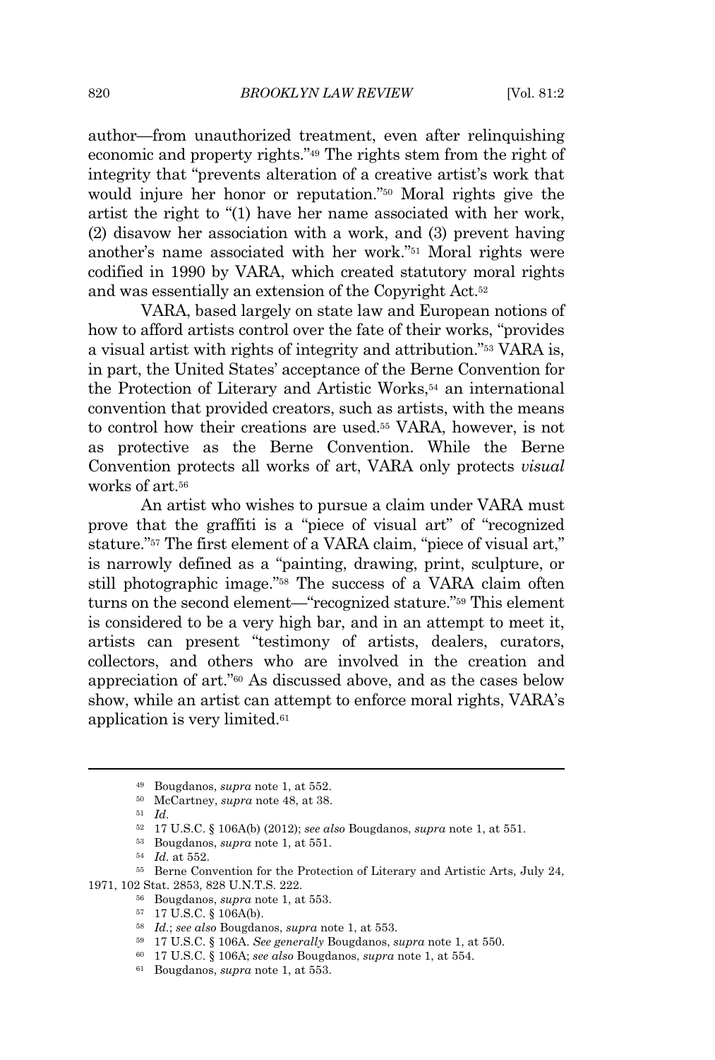author—from unauthorized treatment, even after relinquishing economic and property rights."[49] The rights stem from the right of integrity that "prevents alteration of a creative artist's work that would injure her honor or reputation."[50] Moral rights give the artist the right to "(1) have her name associated with her work, (2) disavow her association with a work, and (3) prevent having another's name associated with her work."[51] Moral rights were codified in 1990 by VARA, which created statutory moral rights and was essentially an extension of the Copyright Act.[52]

VARA, based largely on state law and European notions of how to afford artists control over the fate of their works, "provides a visual artist with rights of integrity and attribution."[53] VARA is, in part, the United States' acceptance of the Berne Convention for the Protection of Literary and Artistic Works,[54] an international convention that provided creators, such as artists, with the means to control how their creations are used.[55] VARA, however, is not as protective as the Berne Convention. While the Berne Convention protects all works of art, VARA only protects *visual* works of art.[56]

An artist who wishes to pursue a claim under VARA must prove that the graffiti is a "piece of visual art" of "recognized stature."[57] The first element of a VARA claim, "piece of visual art," is narrowly defined as a "painting, drawing, print, sculpture, or still photographic image."[58] The success of a VARA claim often turns on the second element—"recognized stature."[59] This element is considered to be a very high bar, and in an attempt to meet it, artists can present "testimony of artists, dealers, curators, collectors, and others who are involved in the creation and appreciation of art."[60] As discussed above, and as the cases below show, while an artist can attempt to enforce moral rights, VARA's application is very limited.[61]

---

[49] Bougdanos, *supra* note 1, at 552.

[50] McCartney, *supra* note 48, at 38.

[51] *Id.*

[52] 17 U.S.C. § 106A(b) (2012); *see also* Bougdanos, *supra* note 1, at 551.

[53] Bougdanos, *supra* note 1, at 551.

[54] *Id.* at 552.

[55] Berne Convention for the Protection of Literary and Artistic Arts, July 24, 1971, 102 Stat. 2853, 828 U.N.T.S. 222.

[56] Bougdanos, *supra* note 1, at 553.

[57] 17 U.S.C. § 106A(b).

[58] *Id.*; *see also* Bougdanos, *supra* note 1, at 553.

[59] 17 U.S.C. § 106A. *See generally* Bougdanos, *supra* note 1, at 550.

[60] 17 U.S.C. § 106A; *see also* Bougdanos, *supra* note 1, at 554.

[61] Bougdanos, *supra* note 1, at 553.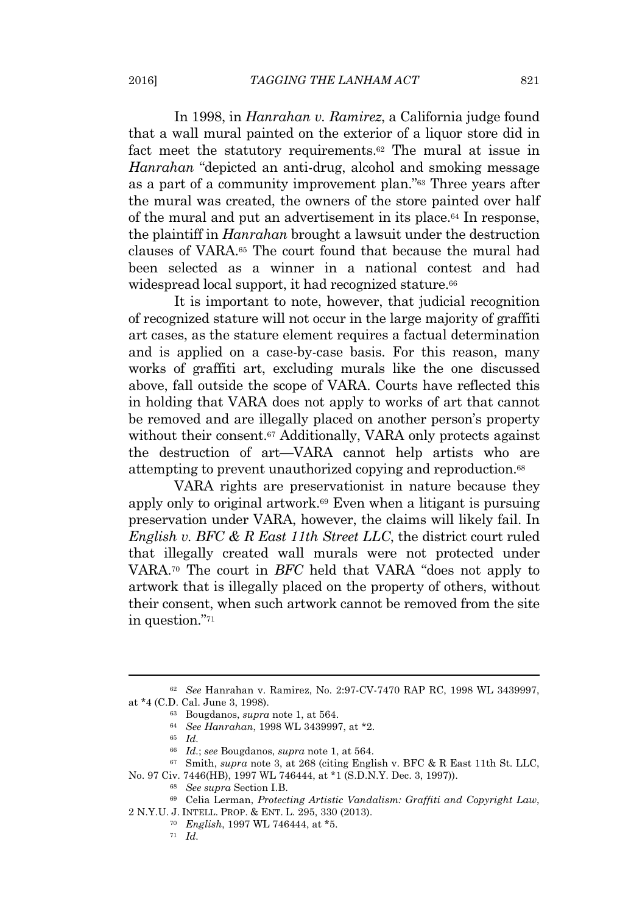In 1998, in *Hanrahan v. Ramirez*, a California judge found that a wall mural painted on the exterior of a liquor store did in fact meet the statutory requirements.[62] The mural at issue in *Hanrahan* "depicted an anti-drug, alcohol and smoking message as a part of a community improvement plan."[63] Three years after the mural was created, the owners of the store painted over half of the mural and put an advertisement in its place.[64] In response, the plaintiff in *Hanrahan* brought a lawsuit under the destruction clauses of VARA.[65] The court found that because the mural had been selected as a winner in a national contest and had widespread local support, it had recognized stature.[66]

It is important to note, however, that judicial recognition of recognized stature will not occur in the large majority of graffiti art cases, as the stature element requires a factual determination and is applied on a case-by-case basis. For this reason, many works of graffiti art, excluding murals like the one discussed above, fall outside the scope of VARA. Courts have reflected this in holding that VARA does not apply to works of art that cannot be removed and are illegally placed on another person's property without their consent.[67] Additionally, VARA only protects against the destruction of art—VARA cannot help artists who are attempting to prevent unauthorized copying and reproduction.[68]

VARA rights are preservationist in nature because they apply only to original artwork.[69] Even when a litigant is pursuing preservation under VARA, however, the claims will likely fail. In *English v. BFC & R East 11th Street LLC*, the district court ruled that illegally created wall murals were not protected under VARA.[70] The court in *BFC* held that VARA "does not apply to artwork that is illegally placed on the property of others, without their consent, when such artwork cannot be removed from the site in question."[71]

---

[62] *See* Hanrahan v. Ramirez, No. 2:97-CV-7470 RAP RC, 1998 WL 3439997, at *4 (C.D. Cal. June 3, 1998).

[63] Bougdanos, *supra* note 1, at 564.

[64] *See Hanrahan*, 1998 WL 3439997, at *2.

[65] *Id.*

[66] *Id.*; *see* Bougdanos, *supra* note 1, at 564.

[67] Smith, *supra* note 3, at 268 (citing English v. BFC & R East 11th St. LLC, No. 97 Civ. 7446(HB), 1997 WL 746444, at *1 (S.D.N.Y. Dec. 3, 1997)).

[68] *See supra* Section I.B.

[69] Celia Lerman, *Protecting Artistic Vandalism: Graffiti and Copyright Law*, 2 N.Y.U. J. INTELL. PROP. & ENT. L. 295, 330 (2013).

[70] *English*, 1997 WL 746444, at *5.

[71] *Id.*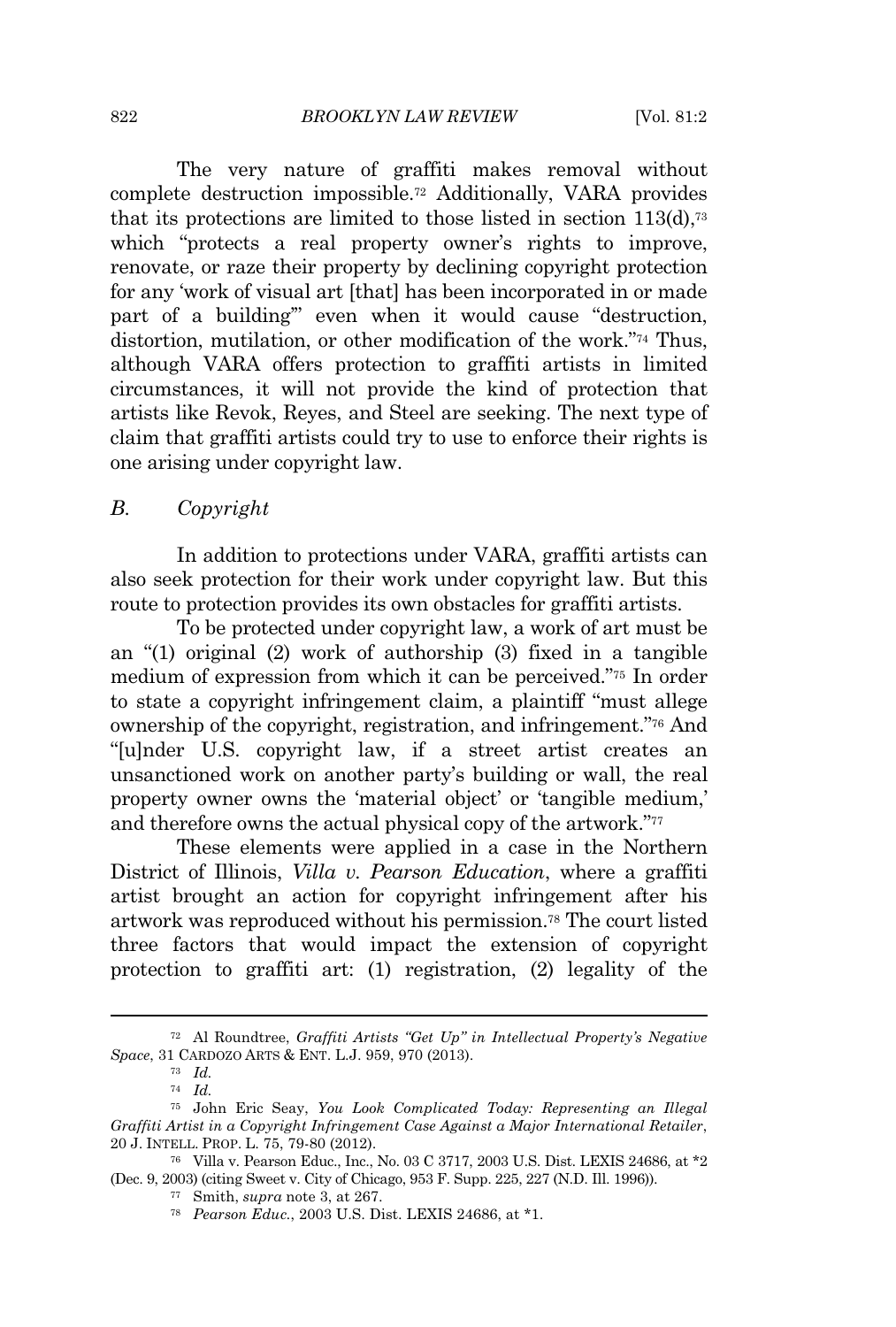The very nature of graffiti makes removal without complete destruction impossible.[72] Additionally, VARA provides that its protections are limited to those listed in section 113(d),[73] which "protects a real property owner's rights to improve, renovate, or raze their property by declining copyright protection for any 'work of visual art [that] has been incorporated in or made part of a building'" even when it would cause "destruction, distortion, mutilation, or other modification of the work."[74] Thus, although VARA offers protection to graffiti artists in limited circumstances, it will not provide the kind of protection that artists like Revok, Reyes, and Steel are seeking. The next type of claim that graffiti artists could try to use to enforce their rights is one arising under copyright law.

### *B. Copyright*

In addition to protections under VARA, graffiti artists can also seek protection for their work under copyright law. But this route to protection provides its own obstacles for graffiti artists.

To be protected under copyright law, a work of art must be an "(1) original (2) work of authorship (3) fixed in a tangible medium of expression from which it can be perceived."[75] In order to state a copyright infringement claim, a plaintiff "must allege ownership of the copyright, registration, and infringement."[76] And "[u]nder U.S. copyright law, if a street artist creates an unsanctioned work on another party's building or wall, the real property owner owns the 'material object' or 'tangible medium,' and therefore owns the actual physical copy of the artwork."[77]

These elements were applied in a case in the Northern District of Illinois, *Villa v. Pearson Education*, where a graffiti artist brought an action for copyright infringement after his artwork was reproduced without his permission.[78] The court listed three factors that would impact the extension of copyright protection to graffiti art: (1) registration, (2) legality of the

---

[72] Al Roundtree, *Graffiti Artists "Get Up" in Intellectual Property's Negative Space*, 31 CARDOZO ARTS & ENT. L.J. 959, 970 (2013).

[73] *Id.*

[74] *Id.*

[75] John Eric Seay, *You Look Complicated Today: Representing an Illegal Graffiti Artist in a Copyright Infringement Case Against a Major International Retailer*, 20 J. INTELL. PROP. L. 75, 79-80 (2012).

[76] Villa v. Pearson Educ., Inc., No. 03 C 3717, 2003 U.S. Dist. LEXIS 24686, at *2 (Dec. 9, 2003) (citing Sweet v. City of Chicago, 953 F. Supp. 225, 227 (N.D. Ill. 1996)).

[77] Smith, *supra* note 3, at 267.

[78] *Pearson Educ.*, 2003 U.S. Dist. LEXIS 24686, at *1.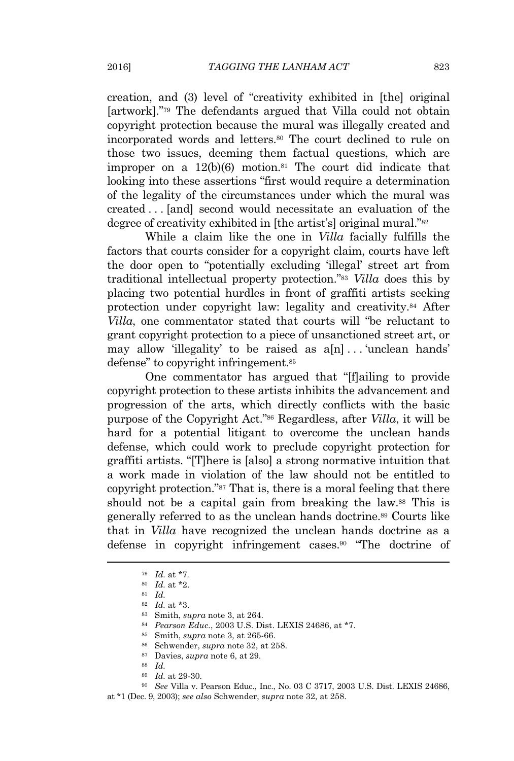creation, and (3) level of "creativity exhibited in [the] original [artwork]."[79] The defendants argued that Villa could not obtain copyright protection because the mural was illegally created and incorporated words and letters.[80] The court declined to rule on those two issues, deeming them factual questions, which are improper on a 12(b)(6) motion.[81] The court did indicate that looking into these assertions "first would require a determination of the legality of the circumstances under which the mural was created . . . [and] second would necessitate an evaluation of the degree of creativity exhibited in [the artist's] original mural."[82]

While a claim like the one in *Villa* facially fulfills the factors that courts consider for a copyright claim, courts have left the door open to "potentially excluding 'illegal' street art from traditional intellectual property protection."[83] *Villa* does this by placing two potential hurdles in front of graffiti artists seeking protection under copyright law: legality and creativity.[84] After *Villa*, one commentator stated that courts will "be reluctant to grant copyright protection to a piece of unsanctioned street art, or may allow 'illegality' to be raised as a[n] . . . 'unclean hands' defense" to copyright infringement.[85]

One commentator has argued that "[f]ailing to provide copyright protection to these artists inhibits the advancement and progression of the arts, which directly conflicts with the basic purpose of the Copyright Act."[86] Regardless, after *Villa*, it will be hard for a potential litigant to overcome the unclean hands defense, which could work to preclude copyright protection for graffiti artists. "[T]here is [also] a strong normative intuition that a work made in violation of the law should not be entitled to copyright protection."[87] That is, there is a moral feeling that there should not be a capital gain from breaking the law.[88] This is generally referred to as the unclean hands doctrine.[89] Courts like that in *Villa* have recognized the unclean hands doctrine as a defense in copyright infringement cases.[90] "The doctrine of

---

[79] *Id.* at *7.

[80] *Id.* at *2.

[81] *Id.*

[82] *Id.* at *3.

[83] Smith, *supra* note 3, at 264.

[84] *Pearson Educ.*, 2003 U.S. Dist. LEXIS 24686, at *7.

[85] Smith, *supra* note 3, at 265-66.

[86] Schwender, *supra* note 32, at 258.

[87] Davies, *supra* note 6, at 29.

[88] *Id.*

[89] *Id.* at 29-30.

[90] *See* Villa v. Pearson Educ., Inc., No. 03 C 3717, 2003 U.S. Dist. LEXIS 24686, at *1 (Dec. 9, 2003); *see also* Schwender, *supra* note 32, at 258.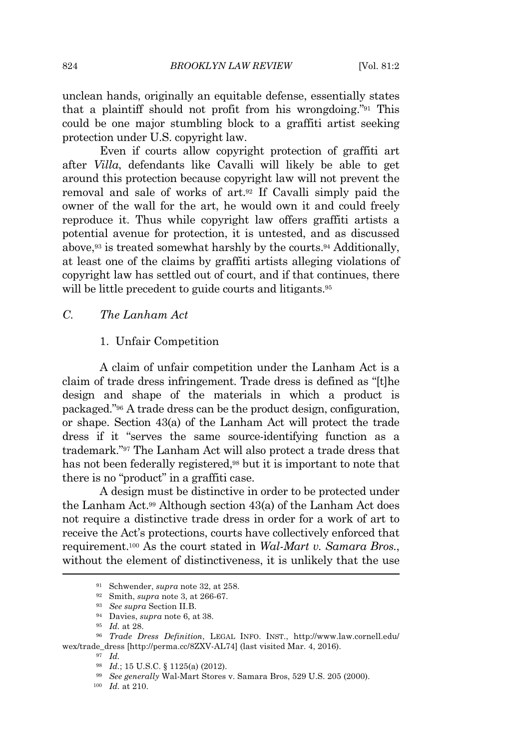unclean hands, originally an equitable defense, essentially states that a plaintiff should not profit from his wrongdoing."[91] This could be one major stumbling block to a graffiti artist seeking protection under U.S. copyright law.

Even if courts allow copyright protection of graffiti art after *Villa*, defendants like Cavalli will likely be able to get around this protection because copyright law will not prevent the removal and sale of works of art.[92] If Cavalli simply paid the owner of the wall for the art, he would own it and could freely reproduce it. Thus while copyright law offers graffiti artists a potential avenue for protection, it is untested, and as discussed above,[93] is treated somewhat harshly by the courts.[94] Additionally, at least one of the claims by graffiti artists alleging violations of copyright law has settled out of court, and if that continues, there will be little precedent to guide courts and litigants.[95]

### C. *The Lanham Act*

#### 1. Unfair Competition

A claim of unfair competition under the Lanham Act is a claim of trade dress infringement. Trade dress is defined as "[t]he design and shape of the materials in which a product is packaged."[96] A trade dress can be the product design, configuration, or shape. Section 43(a) of the Lanham Act will protect the trade dress if it "serves the same source-identifying function as a trademark."[97] The Lanham Act will also protect a trade dress that has not been federally registered,[98] but it is important to note that there is no "product" in a graffiti case.

A design must be distinctive in order to be protected under the Lanham Act.[99] Although section 43(a) of the Lanham Act does not require a distinctive trade dress in order for a work of art to receive the Act's protections, courts have collectively enforced that requirement.[100] As the court stated in *Wal-Mart v. Samara Bros.*, without the element of distinctiveness, it is unlikely that the use

---

[91] Schwender, *supra* note 32, at 258.

[92] Smith, *supra* note 3, at 266-67.

[93] *See supra* Section II.B.

[94] Davies, *supra* note 6, at 38.

[95] *Id.* at 28.

[96] *Trade Dress Definition*, LEGAL INFO. INST., http://www.law.cornell.edu/wex/trade_dress [http://perma.cc/8ZXV-AL74] (last visited Mar. 4, 2016).

[97] *Id.*

[98] *Id.*; 15 U.S.C. § 1125(a) (2012).

[99] *See generally* Wal-Mart Stores v. Samara Bros, 529 U.S. 205 (2000).

[100] *Id.* at 210.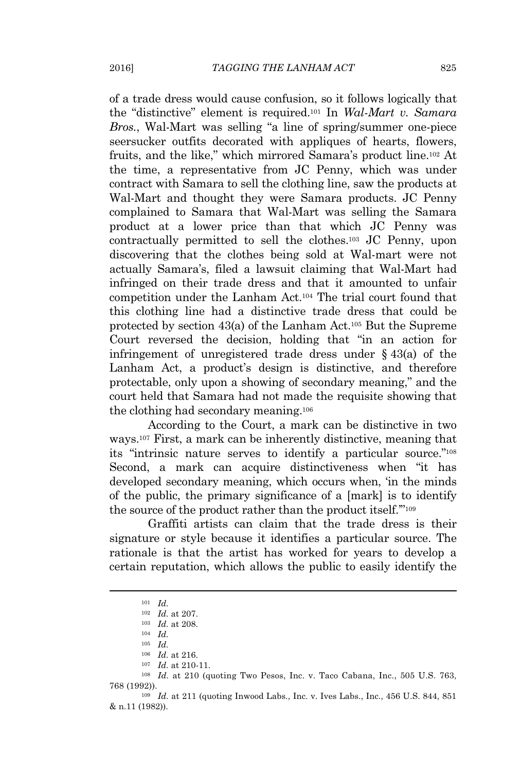of a trade dress would cause confusion, so it follows logically that the "distinctive" element is required.[101] In *Wal-Mart v. Samara Bros.*, Wal-Mart was selling "a line of spring/summer one-piece seersucker outfits decorated with appliques of hearts, flowers, fruits, and the like," which mirrored Samara's product line.[102] At the time, a representative from JC Penny, which was under contract with Samara to sell the clothing line, saw the products at Wal-Mart and thought they were Samara products. JC Penny complained to Samara that Wal-Mart was selling the Samara product at a lower price than that which JC Penny was contractually permitted to sell the clothes.[103] JC Penny, upon discovering that the clothes being sold at Wal-mart were not actually Samara's, filed a lawsuit claiming that Wal-Mart had infringed on their trade dress and that it amounted to unfair competition under the Lanham Act.[104] The trial court found that this clothing line had a distinctive trade dress that could be protected by section 43(a) of the Lanham Act.[105] But the Supreme Court reversed the decision, holding that "in an action for infringement of unregistered trade dress under § 43(a) of the Lanham Act, a product's design is distinctive, and therefore protectable, only upon a showing of secondary meaning," and the court held that Samara had not made the requisite showing that the clothing had secondary meaning.[106]

According to the Court, a mark can be distinctive in two ways.[107] First, a mark can be inherently distinctive, meaning that its "intrinsic nature serves to identify a particular source."[108] Second, a mark can acquire distinctiveness when "it has developed secondary meaning, which occurs when, 'in the minds of the public, the primary significance of a [mark] is to identify the source of the product rather than the product itself.'"[109]

Graffiti artists can claim that the trade dress is their signature or style because it identifies a particular source. The rationale is that the artist has worked for years to develop a certain reputation, which allows the public to easily identify the

---

[101] *Id.*

[102] *Id.* at 207.

[103] *Id.* at 208.

[104] *Id.*

[105] *Id.*

[106] *Id.* at 216.

[107] *Id.* at 210-11.

[108] *Id.* at 210 (quoting Two Pesos, Inc. v. Taco Cabana, Inc., 505 U.S. 763, 768 (1992)).

[109] *Id.* at 211 (quoting Inwood Labs., Inc. v. Ives Labs., Inc., 456 U.S. 844, 851 & n.11 (1982)).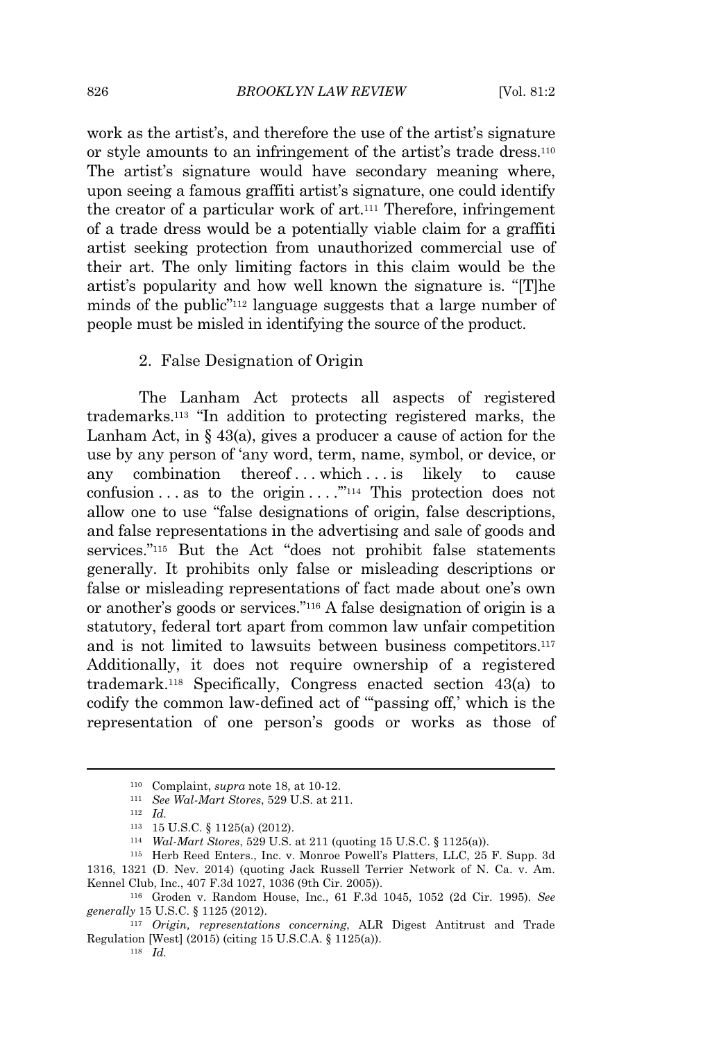work as the artist's, and therefore the use of the artist's signature or style amounts to an infringement of the artist's trade dress.[110] The artist's signature would have secondary meaning where, upon seeing a famous graffiti artist's signature, one could identify the creator of a particular work of art.[111] Therefore, infringement of a trade dress would be a potentially viable claim for a graffiti artist seeking protection from unauthorized commercial use of their art. The only limiting factors in this claim would be the artist's popularity and how well known the signature is. "[T]he minds of the public"[112] language suggests that a large number of people must be misled in identifying the source of the product.

### 2. False Designation of Origin

The Lanham Act protects all aspects of registered trademarks.[113] "In addition to protecting registered marks, the Lanham Act, in § 43(a), gives a producer a cause of action for the use by any person of 'any word, term, name, symbol, or device, or any combination thereof . . . which . . . is likely to cause confusion . . . as to the origin . . . .'"[114] This protection does not allow one to use "false designations of origin, false descriptions, and false representations in the advertising and sale of goods and services."[115] But the Act "does not prohibit false statements generally. It prohibits only false or misleading descriptions or false or misleading representations of fact made about one's own or another's goods or services."[116] A false designation of origin is a statutory, federal tort apart from common law unfair competition and is not limited to lawsuits between business competitors.[117] Additionally, it does not require ownership of a registered trademark.[118] Specifically, Congress enacted section 43(a) to codify the common law-defined act of "'passing off,' which is the representation of one person's goods or works as those of

---

[110] Complaint, *supra* note 18, at 10-12.

[111] *See Wal-Mart Stores*, 529 U.S. at 211.

[112] *Id.*

[113] 15 U.S.C. § 1125(a) (2012).

[114] *Wal-Mart Stores*, 529 U.S. at 211 (quoting 15 U.S.C. § 1125(a)).

[115] Herb Reed Enters., Inc. v. Monroe Powell's Platters, LLC, 25 F. Supp. 3d 1316, 1321 (D. Nev. 2014) (quoting Jack Russell Terrier Network of N. Ca. v. Am. Kennel Club, Inc., 407 F.3d 1027, 1036 (9th Cir. 2005)).

[116] Groden v. Random House, Inc., 61 F.3d 1045, 1052 (2d Cir. 1995). *See generally* 15 U.S.C. § 1125 (2012).

[117] *Origin, representations concerning*, ALR Digest Antitrust and Trade Regulation [West] (2015) (citing 15 U.S.C.A. § 1125(a)).

[118] *Id.*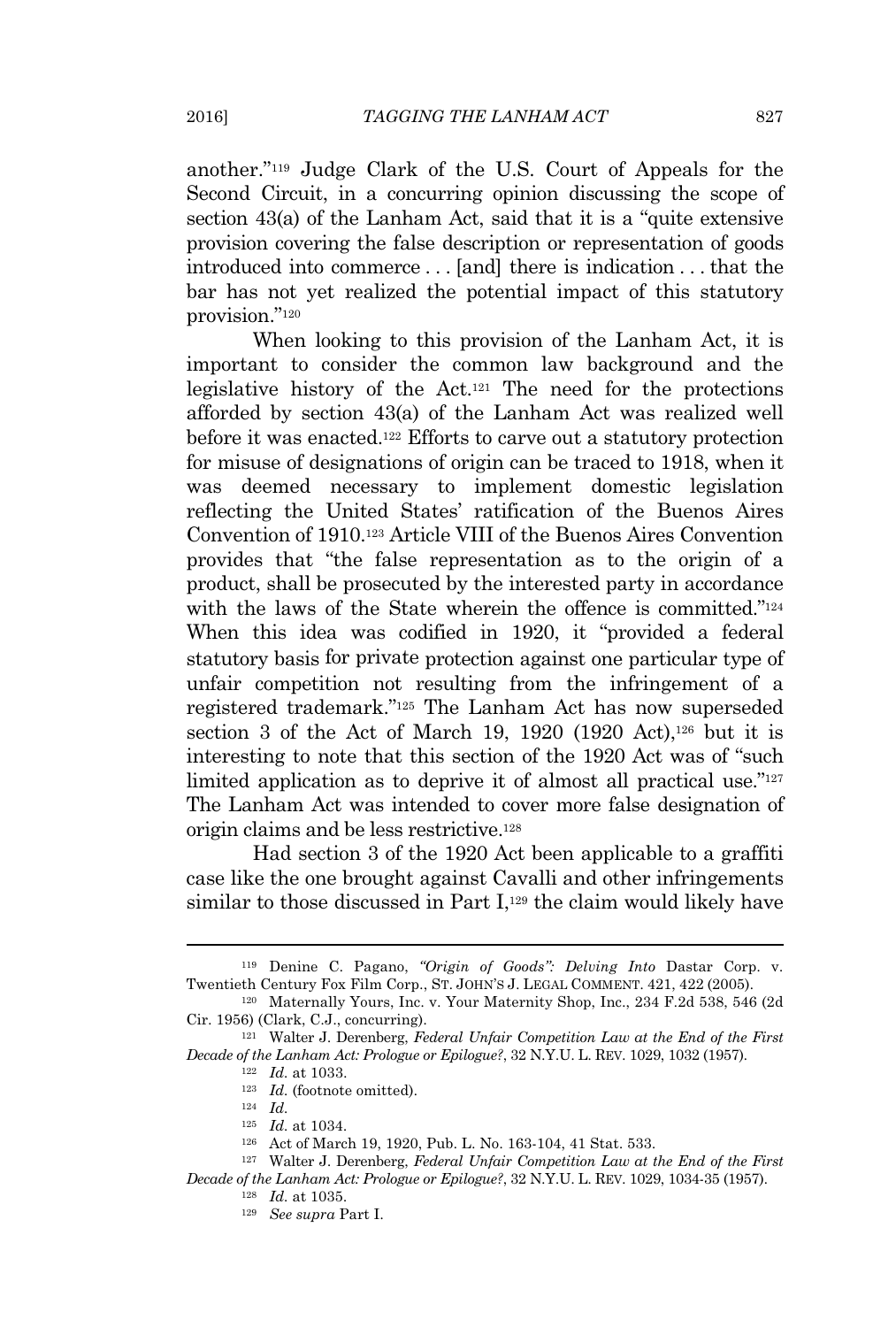another."[119] Judge Clark of the U.S. Court of Appeals for the Second Circuit, in a concurring opinion discussing the scope of section 43(a) of the Lanham Act, said that it is a "quite extensive provision covering the false description or representation of goods introduced into commerce . . . [and] there is indication . . . that the bar has not yet realized the potential impact of this statutory provision."[120]

When looking to this provision of the Lanham Act, it is important to consider the common law background and the legislative history of the Act.[121] The need for the protections afforded by section 43(a) of the Lanham Act was realized well before it was enacted.[122] Efforts to carve out a statutory protection for misuse of designations of origin can be traced to 1918, when it was deemed necessary to implement domestic legislation reflecting the United States' ratification of the Buenos Aires Convention of 1910.[123] Article VIII of the Buenos Aires Convention provides that "the false representation as to the origin of a product, shall be prosecuted by the interested party in accordance with the laws of the State wherein the offence is committed."[124] When this idea was codified in 1920, it "provided a federal statutory basis for private protection against one particular type of unfair competition not resulting from the infringement of a registered trademark."[125] The Lanham Act has now superseded section 3 of the Act of March 19, 1920 (1920 Act),[126] but it is interesting to note that this section of the 1920 Act was of "such limited application as to deprive it of almost all practical use."[127] The Lanham Act was intended to cover more false designation of origin claims and be less restrictive.[128]

Had section 3 of the 1920 Act been applicable to a graffiti case like the one brought against Cavalli and other infringements similar to those discussed in Part I,[129] the claim would likely have

---

[119] Denine C. Pagano, *"Origin of Goods": Delving Into* Dastar Corp. v. Twentieth Century Fox Film Corp., ST. JOHN'S J. LEGAL COMMENT. 421, 422 (2005).

[120] Maternally Yours, Inc. v. Your Maternity Shop, Inc., 234 F.2d 538, 546 (2d Cir. 1956) (Clark, C.J., concurring).

[121] Walter J. Derenberg, *Federal Unfair Competition Law at the End of the First Decade of the Lanham Act: Prologue or Epilogue?*, 32 N.Y.U. L. REV. 1029, 1032 (1957).

[122] *Id.* at 1033.

[123] *Id.* (footnote omitted).

[124] *Id.*

[125] *Id.* at 1034.

[126] Act of March 19, 1920, Pub. L. No. 163-104, 41 Stat. 533.

[127] Walter J. Derenberg, *Federal Unfair Competition Law at the End of the First Decade of the Lanham Act: Prologue or Epilogue?*, 32 N.Y.U. L. REV. 1029, 1034-35 (1957).

[128] *Id.* at 1035.

[129] *See supra* Part I.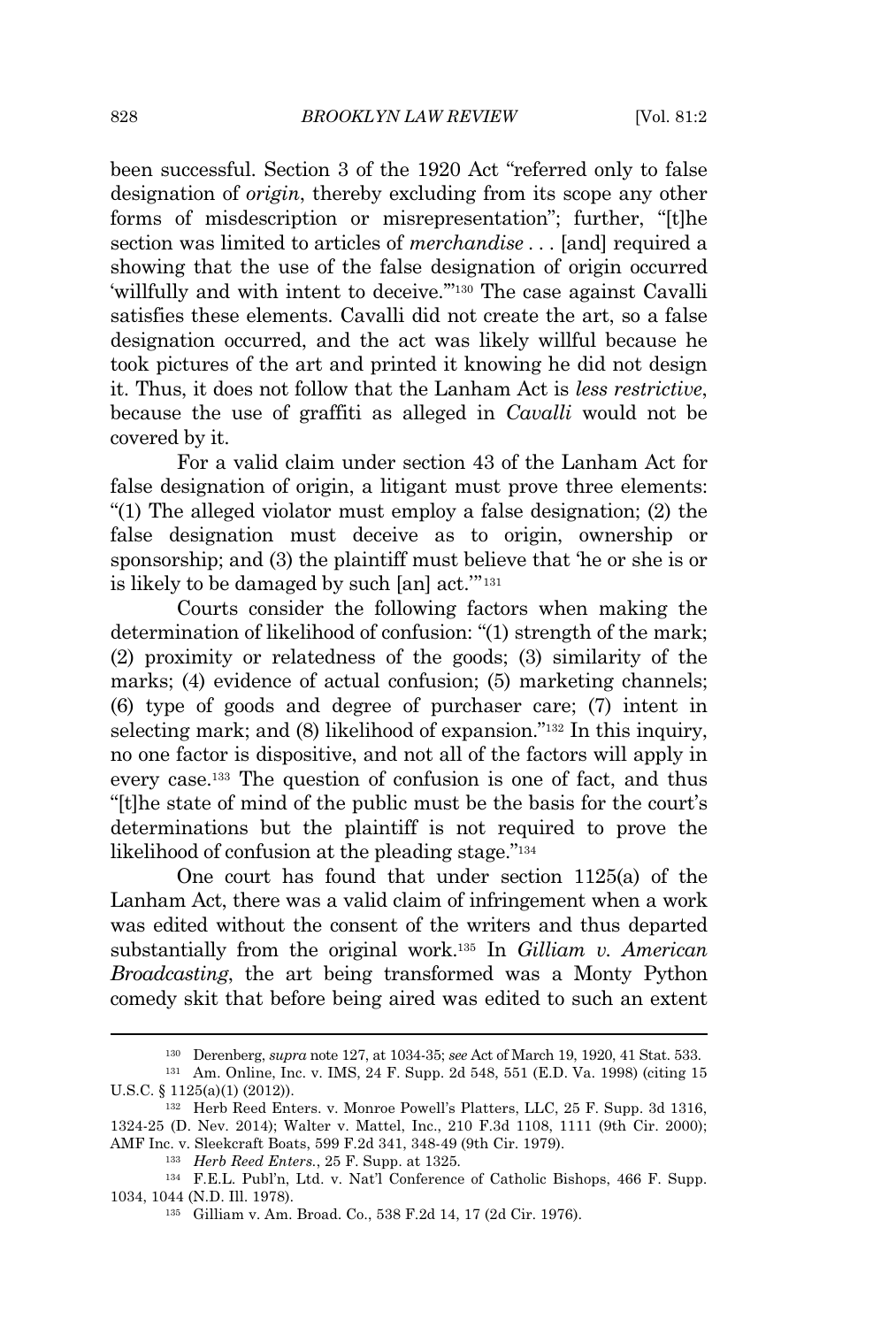been successful. Section 3 of the 1920 Act "referred only to false designation of *origin*, thereby excluding from its scope any other forms of misdescription or misrepresentation"; further, "[t]he section was limited to articles of *merchandise* . . . [and] required a showing that the use of the false designation of origin occurred 'willfully and with intent to deceive.'"[130] The case against Cavalli satisfies these elements. Cavalli did not create the art, so a false designation occurred, and the act was likely willful because he took pictures of the art and printed it knowing he did not design it. Thus, it does not follow that the Lanham Act is *less restrictive*, because the use of graffiti as alleged in *Cavalli* would not be covered by it.

For a valid claim under section 43 of the Lanham Act for false designation of origin, a litigant must prove three elements: "(1) The alleged violator must employ a false designation; (2) the false designation must deceive as to origin, ownership or sponsorship; and (3) the plaintiff must believe that 'he or she is or is likely to be damaged by such [an] act.'"[131]

Courts consider the following factors when making the determination of likelihood of confusion: "(1) strength of the mark; (2) proximity or relatedness of the goods; (3) similarity of the marks; (4) evidence of actual confusion; (5) marketing channels; (6) type of goods and degree of purchaser care; (7) intent in selecting mark; and (8) likelihood of expansion."[132] In this inquiry, no one factor is dispositive, and not all of the factors will apply in every case.[133] The question of confusion is one of fact, and thus "[t]he state of mind of the public must be the basis for the court's determinations but the plaintiff is not required to prove the likelihood of confusion at the pleading stage."[134]

One court has found that under section 1125(a) of the Lanham Act, there was a valid claim of infringement when a work was edited without the consent of the writers and thus departed substantially from the original work.[135] In *Gilliam v. American Broadcasting*, the art being transformed was a Monty Python comedy skit that before being aired was edited to such an extent

---

[130] Derenberg, *supra* note 127, at 1034-35; *see* Act of March 19, 1920, 41 Stat. 533.

[131] Am. Online, Inc. v. IMS, 24 F. Supp. 2d 548, 551 (E.D. Va. 1998) (citing 15 U.S.C. § 1125(a)(1) (2012)).

[132] Herb Reed Enters. v. Monroe Powell's Platters, LLC, 25 F. Supp. 3d 1316, 1324-25 (D. Nev. 2014); Walter v. Mattel, Inc., 210 F.3d 1108, 1111 (9th Cir. 2000); AMF Inc. v. Sleekcraft Boats, 599 F.2d 341, 348-49 (9th Cir. 1979).

[133] *Herb Reed Enters.*, 25 F. Supp. at 1325.

[134] F.E.L. Publ'n, Ltd. v. Nat'l Conference of Catholic Bishops, 466 F. Supp. 1034, 1044 (N.D. Ill. 1978).

[135] Gilliam v. Am. Broad. Co., 538 F.2d 14, 17 (2d Cir. 1976).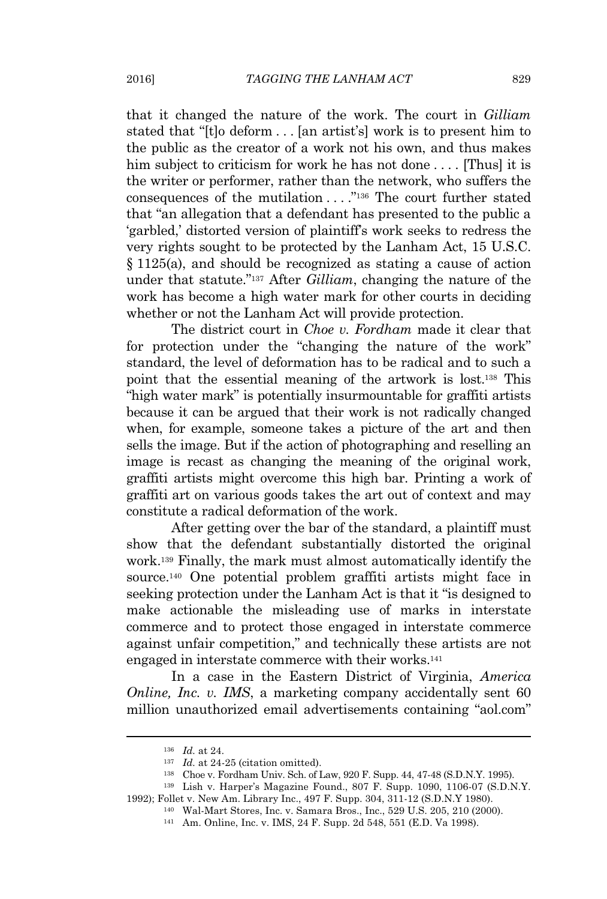that it changed the nature of the work. The court in *Gilliam* stated that "[t]o deform . . . [an artist's] work is to present him to the public as the creator of a work not his own, and thus makes him subject to criticism for work he has not done . . . . [Thus] it is the writer or performer, rather than the network, who suffers the consequences of the mutilation . . . ."[136] The court further stated that "an allegation that a defendant has presented to the public a 'garbled,' distorted version of plaintiff's work seeks to redress the very rights sought to be protected by the Lanham Act, 15 U.S.C. § 1125(a), and should be recognized as stating a cause of action under that statute."[137] After *Gilliam*, changing the nature of the work has become a high water mark for other courts in deciding whether or not the Lanham Act will provide protection.

The district court in *Choe v. Fordham* made it clear that for protection under the "changing the nature of the work" standard, the level of deformation has to be radical and to such a point that the essential meaning of the artwork is lost.[138] This "high water mark" is potentially insurmountable for graffiti artists because it can be argued that their work is not radically changed when, for example, someone takes a picture of the art and then sells the image. But if the action of photographing and reselling an image is recast as changing the meaning of the original work, graffiti artists might overcome this high bar. Printing a work of graffiti art on various goods takes the art out of context and may constitute a radical deformation of the work.

After getting over the bar of the standard, a plaintiff must show that the defendant substantially distorted the original work.[139] Finally, the mark must almost automatically identify the source.[140] One potential problem graffiti artists might face in seeking protection under the Lanham Act is that it "is designed to make actionable the misleading use of marks in interstate commerce and to protect those engaged in interstate commerce against unfair competition," and technically these artists are not engaged in interstate commerce with their works.[141]

In a case in the Eastern District of Virginia, *America Online, Inc. v. IMS*, a marketing company accidentally sent 60 million unauthorized email advertisements containing "aol.com"

---

[136] *Id.* at 24.

[137] *Id.* at 24-25 (citation omitted).

[138] Choe v. Fordham Univ. Sch. of Law, 920 F. Supp. 44, 47-48 (S.D.N.Y. 1995).

[139] Lish v. Harper's Magazine Found., 807 F. Supp. 1090, 1106-07 (S.D.N.Y. 1992); Follet v. New Am. Library Inc., 497 F. Supp. 304, 311-12 (S.D.N.Y 1980).

[140] Wal-Mart Stores, Inc. v. Samara Bros., Inc., 529 U.S. 205, 210 (2000).

[141] Am. Online, Inc. v. IMS, 24 F. Supp. 2d 548, 551 (E.D. Va 1998).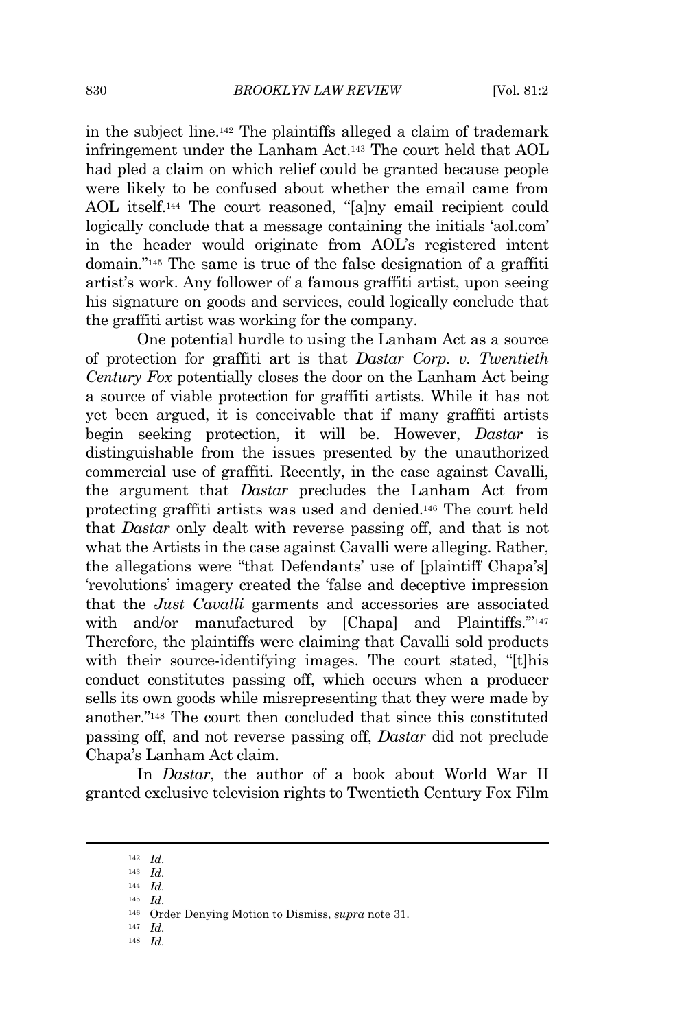in the subject line.[142] The plaintiffs alleged a claim of trademark infringement under the Lanham Act.[143] The court held that AOL had pled a claim on which relief could be granted because people were likely to be confused about whether the email came from AOL itself.[144] The court reasoned, "[a]ny email recipient could logically conclude that a message containing the initials 'aol.com' in the header would originate from AOL's registered intent domain."[145] The same is true of the false designation of a graffiti artist's work. Any follower of a famous graffiti artist, upon seeing his signature on goods and services, could logically conclude that the graffiti artist was working for the company.

One potential hurdle to using the Lanham Act as a source of protection for graffiti art is that *Dastar Corp. v. Twentieth Century Fox* potentially closes the door on the Lanham Act being a source of viable protection for graffiti artists. While it has not yet been argued, it is conceivable that if many graffiti artists begin seeking protection, it will be. However, *Dastar* is distinguishable from the issues presented by the unauthorized commercial use of graffiti. Recently, in the case against Cavalli, the argument that *Dastar* precludes the Lanham Act from protecting graffiti artists was used and denied.[146] The court held that *Dastar* only dealt with reverse passing off, and that is not what the Artists in the case against Cavalli were alleging. Rather, the allegations were "that Defendants' use of [plaintiff Chapa's] 'revolutions' imagery created the 'false and deceptive impression that the *Just Cavalli* garments and accessories are associated with and/or manufactured by [Chapa] and Plaintiffs.'"[147] Therefore, the plaintiffs were claiming that Cavalli sold products with their source-identifying images. The court stated, "[t]his conduct constitutes passing off, which occurs when a producer sells its own goods while misrepresenting that they were made by another."[148] The court then concluded that since this constituted passing off, and not reverse passing off, *Dastar* did not preclude Chapa's Lanham Act claim.

In *Dastar*, the author of a book about World War II granted exclusive television rights to Twentieth Century Fox Film

---

[142] *Id.*

[143] *Id.*

[144] *Id.*

[145] *Id.*

[146] Order Denying Motion to Dismiss, *supra* note 31.

[147] *Id.*

[148] *Id.*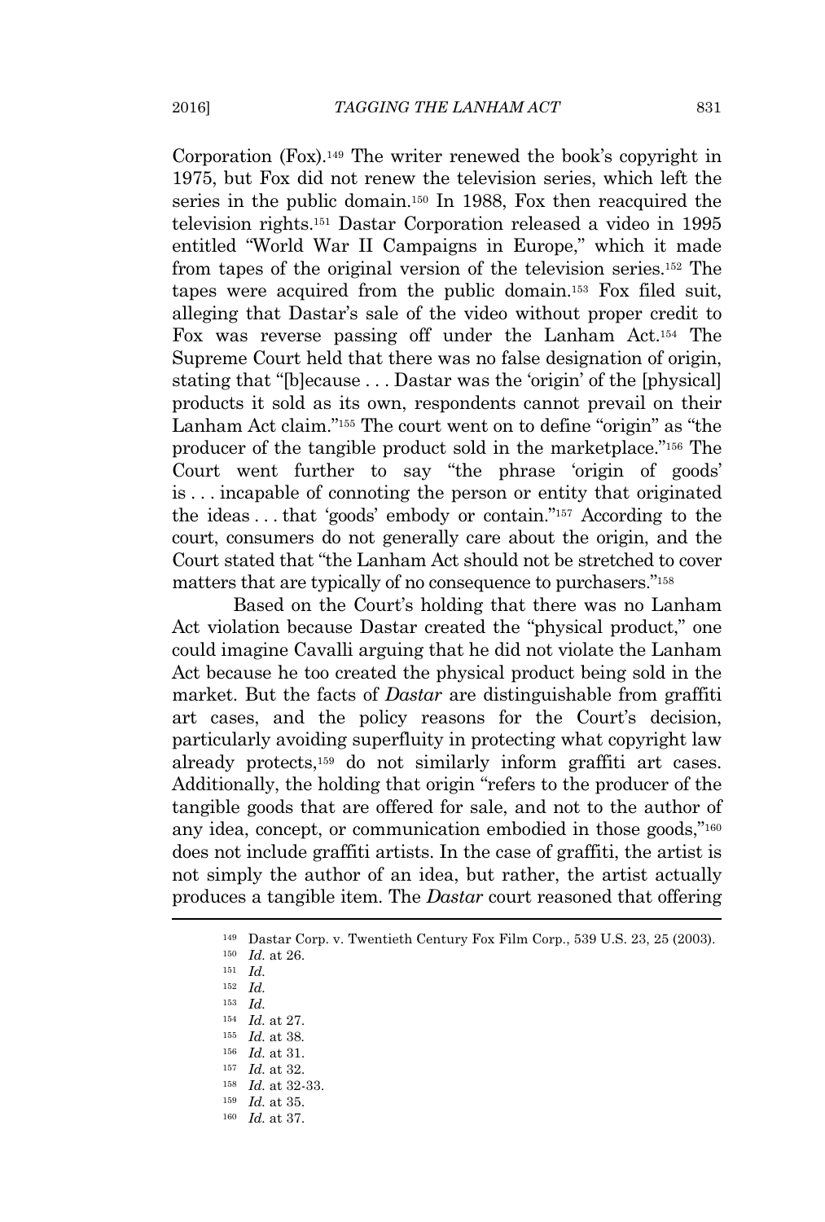Corporation (Fox).[149] The writer renewed the book's copyright in 1975, but Fox did not renew the television series, which left the series in the public domain.[150] In 1988, Fox then reacquired the television rights.[151] Dastar Corporation released a video in 1995 entitled "World War II Campaigns in Europe," which it made from tapes of the original version of the television series.[152] The tapes were acquired from the public domain.[153] Fox filed suit, alleging that Dastar's sale of the video without proper credit to Fox was reverse passing off under the Lanham Act.[154] The Supreme Court held that there was no false designation of origin, stating that "[b]ecause . . . Dastar was the 'origin' of the [physical] products it sold as its own, respondents cannot prevail on their Lanham Act claim."[155] The court went on to define "origin" as "the producer of the tangible product sold in the marketplace."[156] The Court went further to say "the phrase 'origin of goods' is . . . incapable of connoting the person or entity that originated the ideas . . . that 'goods' embody or contain."[157] According to the court, consumers do not generally care about the origin, and the Court stated that "the Lanham Act should not be stretched to cover matters that are typically of no consequence to purchasers."[158]

Based on the Court's holding that there was no Lanham Act violation because Dastar created the "physical product," one could imagine Cavalli arguing that he did not violate the Lanham Act because he too created the physical product being sold in the market. But the facts of *Dastar* are distinguishable from graffiti art cases, and the policy reasons for the Court's decision, particularly avoiding superfluity in protecting what copyright law already protects,[159] do not similarly inform graffiti art cases. Additionally, the holding that origin "refers to the producer of the tangible goods that are offered for sale, and not to the author of any idea, concept, or communication embodied in those goods,"[160] does not include graffiti artists. In the case of graffiti, the artist is not simply the author of an idea, but rather, the artist actually produces a tangible item. The *Dastar* court reasoned that offering

---

[149] Dastar Corp. v. Twentieth Century Fox Film Corp., 539 U.S. 23, 25 (2003).

[150] *Id.* at 26.

[151] *Id.*

[152] *Id.*

[153] *Id.*

[154] *Id.* at 27.

[155] *Id.* at 38.

[156] *Id.* at 31.

[157] *Id.* at 32.

[158] *Id.* at 32-33.

[159] *Id.* at 35.

[160] *Id.* at 37.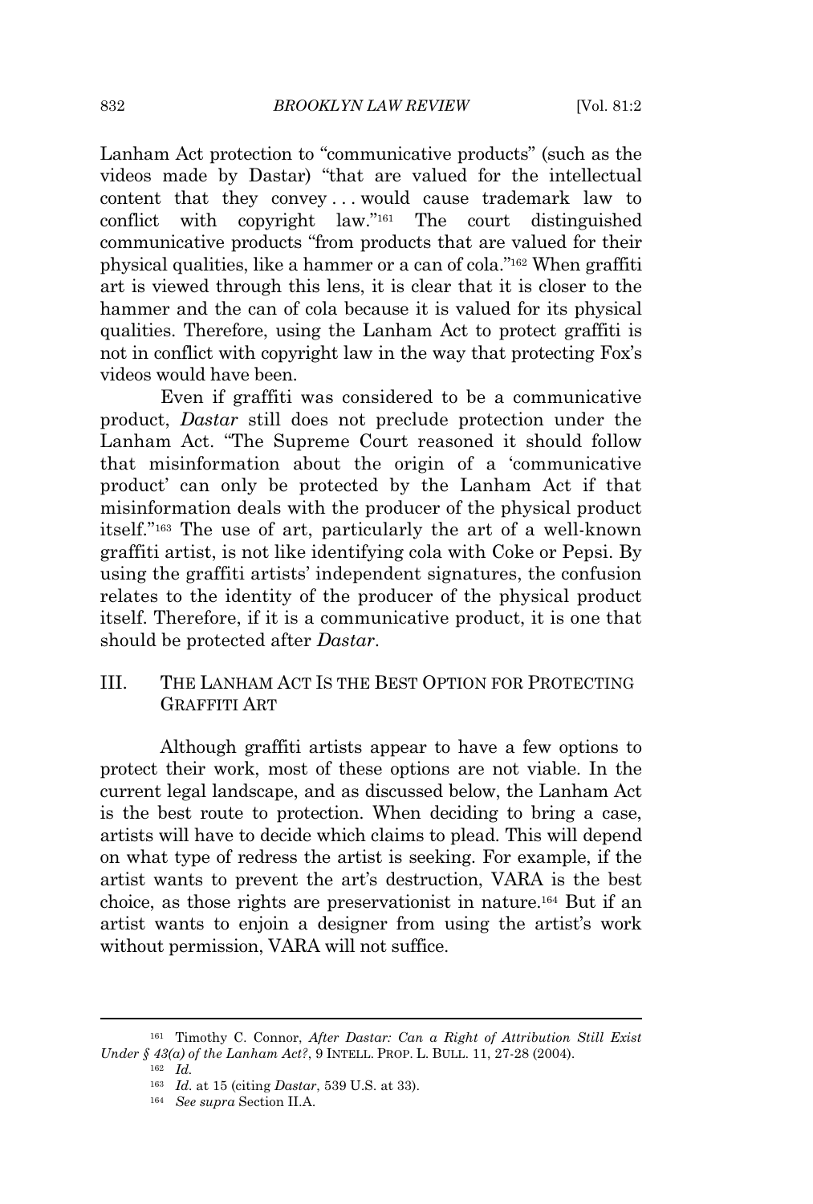Lanham Act protection to "communicative products" (such as the videos made by Dastar) "that are valued for the intellectual content that they convey . . . would cause trademark law to conflict with copyright law."[161] The court distinguished communicative products "from products that are valued for their physical qualities, like a hammer or a can of cola."[162] When graffiti art is viewed through this lens, it is clear that it is closer to the hammer and the can of cola because it is valued for its physical qualities. Therefore, using the Lanham Act to protect graffiti is not in conflict with copyright law in the way that protecting Fox's videos would have been.

Even if graffiti was considered to be a communicative product, *Dastar* still does not preclude protection under the Lanham Act. "The Supreme Court reasoned it should follow that misinformation about the origin of a 'communicative product' can only be protected by the Lanham Act if that misinformation deals with the producer of the physical product itself."[163] The use of art, particularly the art of a well-known graffiti artist, is not like identifying cola with Coke or Pepsi. By using the graffiti artists' independent signatures, the confusion relates to the identity of the producer of the physical product itself. Therefore, if it is a communicative product, it is one that should be protected after *Dastar*.

## III. THE LANHAM ACT IS THE BEST OPTION FOR PROTECTING GRAFFITI ART

Although graffiti artists appear to have a few options to protect their work, most of these options are not viable. In the current legal landscape, and as discussed below, the Lanham Act is the best route to protection. When deciding to bring a case, artists will have to decide which claims to plead. This will depend on what type of redress the artist is seeking. For example, if the artist wants to prevent the art's destruction, VARA is the best choice, as those rights are preservationist in nature.[164] But if an artist wants to enjoin a designer from using the artist's work without permission, VARA will not suffice.

---

[161] Timothy C. Connor, *After Dastar: Can a Right of Attribution Still Exist Under § 43(a) of the Lanham Act?*, 9 INTELL. PROP. L. BULL. 11, 27-28 (2004).

[162] *Id.*

[163] *Id.* at 15 (citing *Dastar*, 539 U.S. at 33).

[164] *See supra* Section II.A.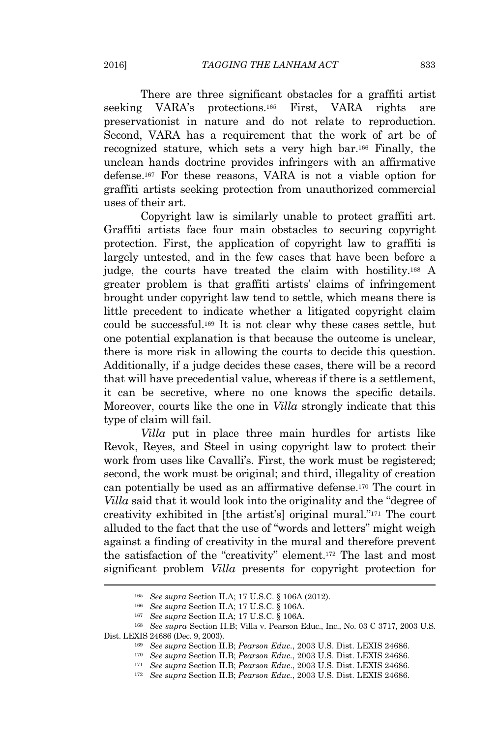There are three significant obstacles for a graffiti artist seeking VARA's protections.[165] First, VARA rights are preservationist in nature and do not relate to reproduction. Second, VARA has a requirement that the work of art be of recognized stature, which sets a very high bar.[166] Finally, the unclean hands doctrine provides infringers with an affirmative defense.[167] For these reasons, VARA is not a viable option for graffiti artists seeking protection from unauthorized commercial uses of their art.

Copyright law is similarly unable to protect graffiti art. Graffiti artists face four main obstacles to securing copyright protection. First, the application of copyright law to graffiti is largely untested, and in the few cases that have been before a judge, the courts have treated the claim with hostility.[168] A greater problem is that graffiti artists' claims of infringement brought under copyright law tend to settle, which means there is little precedent to indicate whether a litigated copyright claim could be successful.[169] It is not clear why these cases settle, but one potential explanation is that because the outcome is unclear, there is more risk in allowing the courts to decide this question. Additionally, if a judge decides these cases, there will be a record that will have precedential value, whereas if there is a settlement, it can be secretive, where no one knows the specific details. Moreover, courts like the one in *Villa* strongly indicate that this type of claim will fail.

*Villa* put in place three main hurdles for artists like Revok, Reyes, and Steel in using copyright law to protect their work from uses like Cavalli's. First, the work must be registered; second, the work must be original; and third, illegality of creation can potentially be used as an affirmative defense.[170] The court in *Villa* said that it would look into the originality and the "degree of creativity exhibited in [the artist's] original mural."[171] The court alluded to the fact that the use of "words and letters" might weigh against a finding of creativity in the mural and therefore prevent the satisfaction of the "creativity" element.[172] The last and most significant problem *Villa* presents for copyright protection for

---

[165] *See supra* Section II.A; 17 U.S.C. § 106A (2012).

[166] *See supra* Section II.A; 17 U.S.C. § 106A.

[167] *See supra* Section II.A; 17 U.S.C. § 106A.

[168] *See supra* Section II.B; Villa v. Pearson Educ., Inc., No. 03 C 3717, 2003 U.S. Dist. LEXIS 24686 (Dec. 9, 2003).

[169] *See supra* Section II.B; *Pearson Educ.*, 2003 U.S. Dist. LEXIS 24686.

[170] *See supra* Section II.B; *Pearson Educ.*, 2003 U.S. Dist. LEXIS 24686.

[171] *See supra* Section II.B; *Pearson Educ.*, 2003 U.S. Dist. LEXIS 24686.

[172] *See supra* Section II.B; *Pearson Educ.*, 2003 U.S. Dist. LEXIS 24686.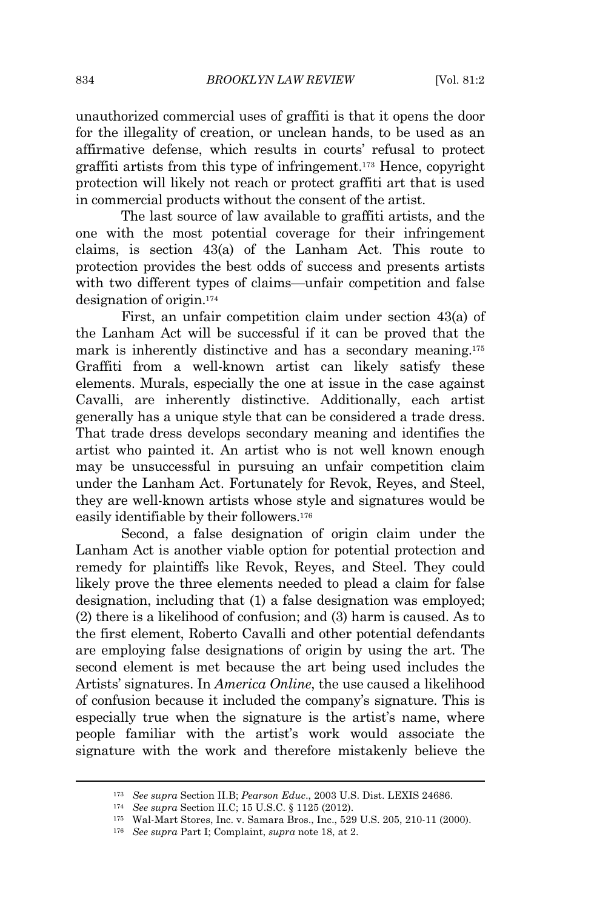unauthorized commercial uses of graffiti is that it opens the door for the illegality of creation, or unclean hands, to be used as an affirmative defense, which results in courts' refusal to protect graffiti artists from this type of infringement.[173] Hence, copyright protection will likely not reach or protect graffiti art that is used in commercial products without the consent of the artist.

The last source of law available to graffiti artists, and the one with the most potential coverage for their infringement claims, is section 43(a) of the Lanham Act. This route to protection provides the best odds of success and presents artists with two different types of claims—unfair competition and false designation of origin.[174]

First, an unfair competition claim under section 43(a) of the Lanham Act will be successful if it can be proved that the mark is inherently distinctive and has a secondary meaning.[175] Graffiti from a well-known artist can likely satisfy these elements. Murals, especially the one at issue in the case against Cavalli, are inherently distinctive. Additionally, each artist generally has a unique style that can be considered a trade dress. That trade dress develops secondary meaning and identifies the artist who painted it. An artist who is not well known enough may be unsuccessful in pursuing an unfair competition claim under the Lanham Act. Fortunately for Revok, Reyes, and Steel, they are well-known artists whose style and signatures would be easily identifiable by their followers.[176]

Second, a false designation of origin claim under the Lanham Act is another viable option for potential protection and remedy for plaintiffs like Revok, Reyes, and Steel. They could likely prove the three elements needed to plead a claim for false designation, including that (1) a false designation was employed; (2) there is a likelihood of confusion; and (3) harm is caused. As to the first element, Roberto Cavalli and other potential defendants are employing false designations of origin by using the art. The second element is met because the art being used includes the Artists' signatures. In *America Online*, the use caused a likelihood of confusion because it included the company's signature. This is especially true when the signature is the artist's name, where people familiar with the artist's work would associate the signature with the work and therefore mistakenly believe the

---

[173] *See supra* Section II.B; *Pearson Educ*., 2003 U.S. Dist. LEXIS 24686.

[174] *See supra* Section II.C; 15 U.S.C. § 1125 (2012).

[175] Wal-Mart Stores, Inc. v. Samara Bros., Inc., 529 U.S. 205, 210-11 (2000).

[176] *See supra* Part I; Complaint, *supra* note 18, at 2.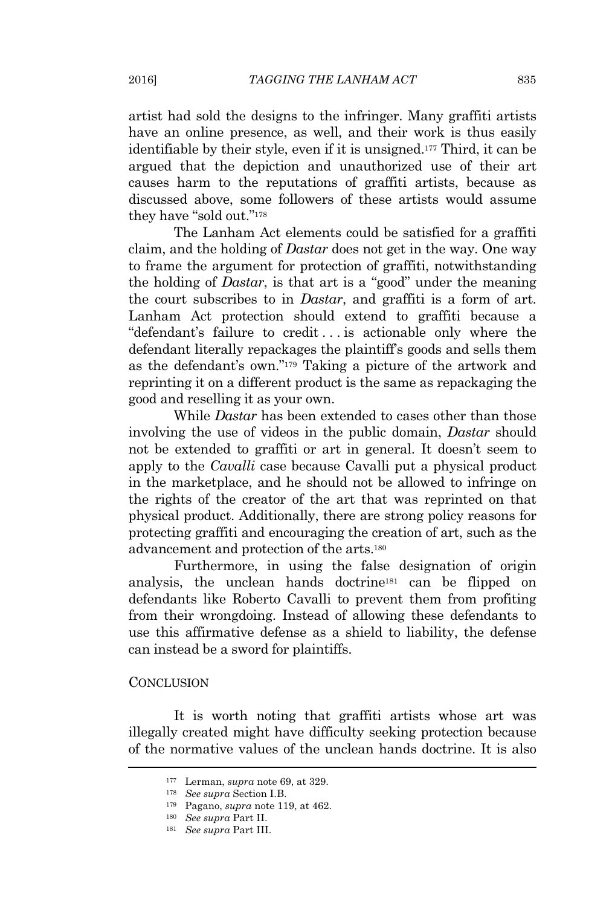artist had sold the designs to the infringer. Many graffiti artists have an online presence, as well, and their work is thus easily identifiable by their style, even if it is unsigned.[177] Third, it can be argued that the depiction and unauthorized use of their art causes harm to the reputations of graffiti artists, because as discussed above, some followers of these artists would assume they have "sold out."[178]

The Lanham Act elements could be satisfied for a graffiti claim, and the holding of *Dastar* does not get in the way. One way to frame the argument for protection of graffiti, notwithstanding the holding of *Dastar*, is that art is a "good" under the meaning the court subscribes to in *Dastar*, and graffiti is a form of art. Lanham Act protection should extend to graffiti because a "defendant's failure to credit . . . is actionable only where the defendant literally repackages the plaintiff's goods and sells them as the defendant's own."[179] Taking a picture of the artwork and reprinting it on a different product is the same as repackaging the good and reselling it as your own.

While *Dastar* has been extended to cases other than those involving the use of videos in the public domain, *Dastar* should not be extended to graffiti or art in general. It doesn't seem to apply to the *Cavalli* case because Cavalli put a physical product in the marketplace, and he should not be allowed to infringe on the rights of the creator of the art that was reprinted on that physical product. Additionally, there are strong policy reasons for protecting graffiti and encouraging the creation of art, such as the advancement and protection of the arts.[180]

Furthermore, in using the false designation of origin analysis, the unclean hands doctrine[181] can be flipped on defendants like Roberto Cavalli to prevent them from profiting from their wrongdoing. Instead of allowing these defendants to use this affirmative defense as a shield to liability, the defense can instead be a sword for plaintiffs.

## CONCLUSION

It is worth noting that graffiti artists whose art was illegally created might have difficulty seeking protection because of the normative values of the unclean hands doctrine. It is also

---

[177] Lerman, *supra* note 69, at 329.

[178] *See supra* Section I.B.

[179] Pagano, *supra* note 119, at 462.

[180] *See supra* Part II.

[181] *See supra* Part III.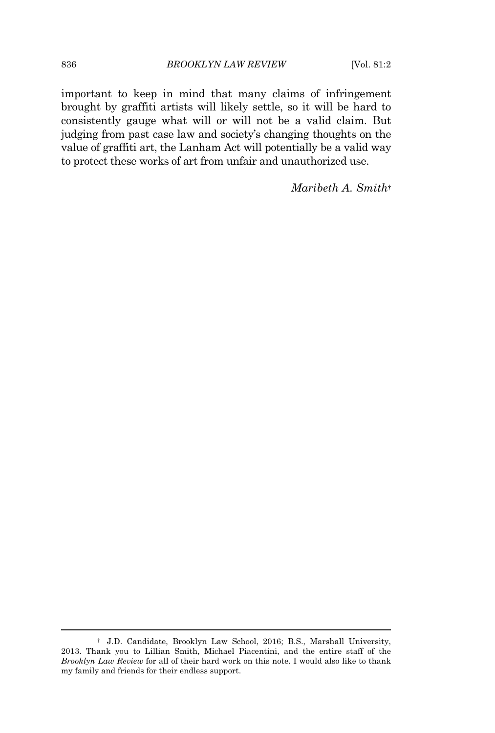important to keep in mind that many claims of infringement brought by graffiti artists will likely settle, so it will be hard to consistently gauge what will or will not be a valid claim. But judging from past case law and society's changing thoughts on the value of graffiti art, the Lanham Act will potentially be a valid way to protect these works of art from unfair and unauthorized use.

*Maribeth A. Smith*†

---

† J.D. Candidate, Brooklyn Law School, 2016; B.S., Marshall University, 2013. Thank you to Lillian Smith, Michael Piacentini, and the entire staff of the *Brooklyn Law Review* for all of their hard work on this note. I would also like to thank my family and friends for their endless support.